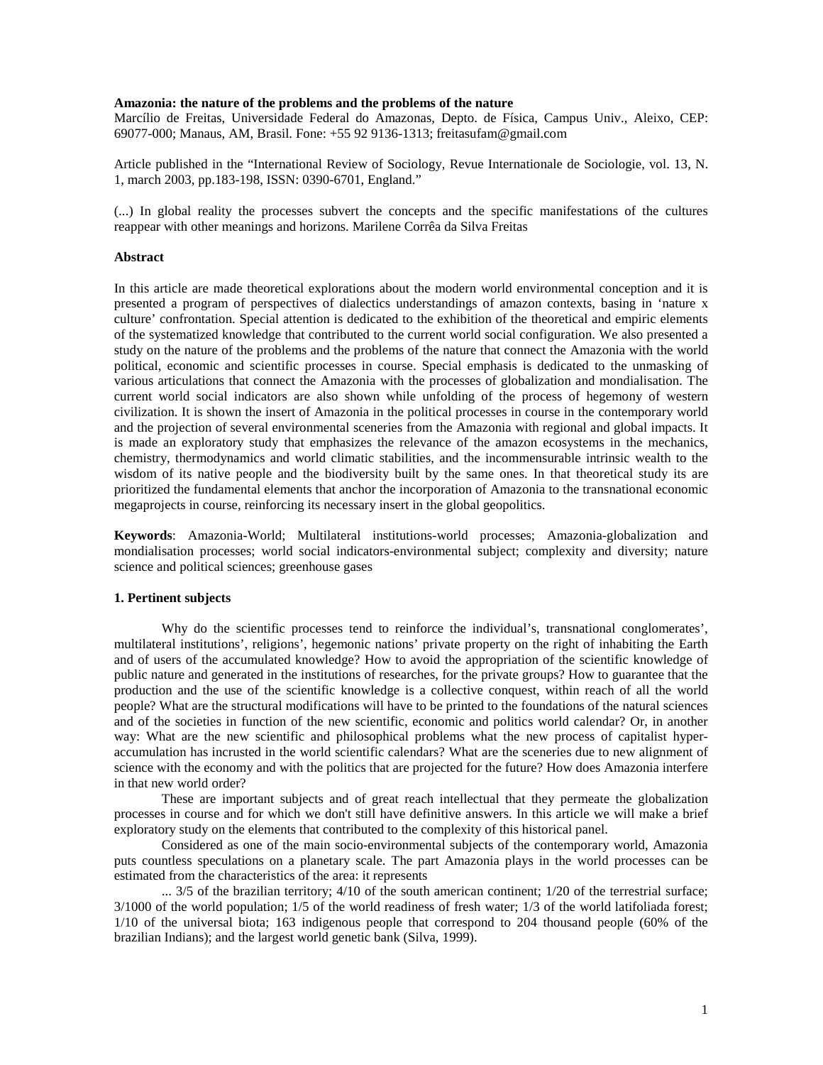**Amazonia: the nature of the problems and the problems of the nature**

Marcílio de Freitas, Universidade Federal do Amazonas, Depto. de Física, Campus Univ., Aleixo, CEP: 69077-000; Manaus, AM, Brasil. Fone: +55 92 9136-1313; freitasufam@gmail.com

Article published in the "International Review of Sociology, Revue Internationale de Sociologie, vol. 13, N. 1, march 2003, pp.183-198, ISSN: 0390-6701, England."

(...) In global reality the processes subvert the concepts and the specific manifestations of the cultures reappear with other meanings and horizons. Marilene Corrêa da Silva Freitas

**Abstract**

In this article are made theoretical explorations about the modern world environmental conception and it is presented a program of perspectives of dialectics understandings of amazon contexts, basing in 'nature x culture' confrontation. Special attention is dedicated to the exhibition of the theoretical and empiric elements of the systematized knowledge that contributed to the current world social configuration. We also presented a study on the nature of the problems and the problems of the nature that connect the Amazonia with the world political, economic and scientific processes in course. Special emphasis is dedicated to the unmasking of various articulations that connect the Amazonia with the processes of globalization and mondialisation. The current world social indicators are also shown while unfolding of the process of hegemony of western civilization. It is shown the insert of Amazonia in the political processes in course in the contemporary world and the projection of several environmental sceneries from the Amazonia with regional and global impacts. It is made an exploratory study that emphasizes the relevance of the amazon ecosystems in the mechanics, chemistry, thermodynamics and world climatic stabilities, and the incommensurable intrinsic wealth to the wisdom of its native people and the biodiversity built by the same ones. In that theoretical study its are prioritized the fundamental elements that anchor the incorporation of Amazonia to the transnational economic megaprojects in course, reinforcing its necessary insert in the global geopolitics.

**Keywords**: Amazonia-World; Multilateral institutions-world processes; Amazonia-globalization and mondialisation processes; world social indicators-environmental subject; complexity and diversity; nature science and political sciences; greenhouse gases

## 1. Pertinent subjects

Why do the scientific processes tend to reinforce the individual's, transnational conglomerates', multilateral institutions', religions', hegemonic nations' private property on the right of inhabiting the Earth and of users of the accumulated knowledge? How to avoid the appropriation of the scientific knowledge of public nature and generated in the institutions of researches, for the private groups? How to guarantee that the production and the use of the scientific knowledge is a collective conquest, within reach of all the world people? What are the structural modifications will have to be printed to the foundations of the natural sciences and of the societies in function of the new scientific, economic and politics world calendar? Or, in another way: What are the new scientific and philosophical problems what the new process of capitalist hyper-accumulation has incrusted in the world scientific calendars? What are the sceneries due to new alignment of science with the economy and with the politics that are projected for the future? How does Amazonia interfere in that new world order?

These are important subjects and of great reach intellectual that they permeate the globalization processes in course and for which we don't still have definitive answers. In this article we will make a brief exploratory study on the elements that contributed to the complexity of this historical panel.

Considered as one of the main socio-environmental subjects of the contemporary world, Amazonia puts countless speculations on a planetary scale. The part Amazonia plays in the world processes can be estimated from the characteristics of the area: it represents

... 3/5 of the brazilian territory; 4/10 of the south american continent; 1/20 of the terrestrial surface; 3/1000 of the world population; 1/5 of the world readiness of fresh water; 1/3 of the world latifoliada forest; 1/10 of the universal biota; 163 indigenous people that correspond to 204 thousand people (60% of the brazilian Indians); and the largest world genetic bank (Silva, 1999).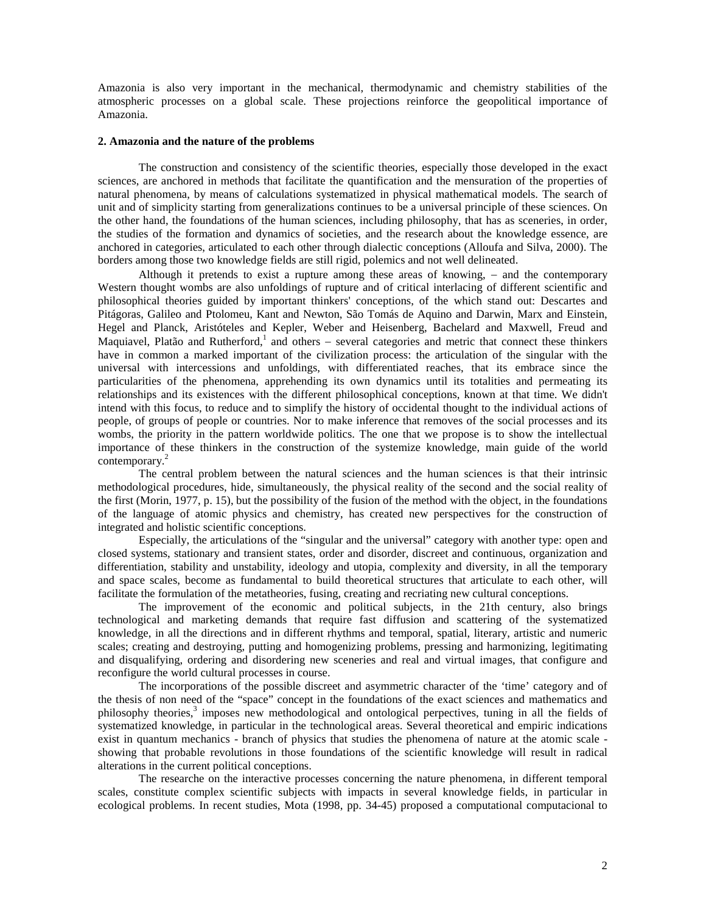Amazonia is also very important in the mechanical, thermodynamic and chemistry stabilities of the atmospheric processes on a global scale. These projections reinforce the geopolitical importance of Amazonia.

**2. Amazonia and the nature of the problems**

The construction and consistency of the scientific theories, especially those developed in the exact sciences, are anchored in methods that facilitate the quantification and the mensuration of the properties of natural phenomena, by means of calculations systematized in physical mathematical models. The search of unit and of simplicity starting from generalizations continues to be a universal principle of these sciences. On the other hand, the foundations of the human sciences, including philosophy, that has as sceneries, in order, the studies of the formation and dynamics of societies, and the research about the knowledge essence, are anchored in categories, articulated to each other through dialectic conceptions (Alloufa and Silva, 2000). The borders among those two knowledge fields are still rigid, polemics and not well delineated.

Although it pretends to exist a rupture among these areas of knowing, – and the contemporary Western thought wombs are also unfoldings of rupture and of critical interlacing of different scientific and philosophical theories guided by important thinkers' conceptions, of the which stand out: Descartes and Pitágoras, Galileo and Ptolomeu, Kant and Newton, São Tomás de Aquino and Darwin, Marx and Einstein, Hegel and Planck, Aristóteles and Kepler, Weber and Heisenberg, Bachelard and Maxwell, Freud and Maquiavel, Platão and Rutherford,[1] and others – several categories and metric that connect these thinkers have in common a marked important of the civilization process: the articulation of the singular with the universal with intercessions and unfoldings, with differentiated reaches, that its embrace since the particularities of the phenomena, apprehending its own dynamics until its totalities and permeating its relationships and its existences with the different philosophical conceptions, known at that time. We didn't intend with this focus, to reduce and to simplify the history of occidental thought to the individual actions of people, of groups of people or countries. Nor to make inference that removes of the social processes and its wombs, the priority in the pattern worldwide politics. The one that we propose is to show the intellectual importance of these thinkers in the construction of the systemize knowledge, main guide of the world contemporary.[2]

The central problem between the natural sciences and the human sciences is that their intrinsic methodological procedures, hide, simultaneously, the physical reality of the second and the social reality of the first (Morin, 1977, p. 15), but the possibility of the fusion of the method with the object, in the foundations of the language of atomic physics and chemistry, has created new perspectives for the construction of integrated and holistic scientific conceptions.

Especially, the articulations of the "singular and the universal" category with another type: open and closed systems, stationary and transient states, order and disorder, discreet and continuous, organization and differentiation, stability and unstability, ideology and utopia, complexity and diversity, in all the temporary and space scales, become as fundamental to build theoretical structures that articulate to each other, will facilitate the formulation of the metatheories, fusing, creating and recriating new cultural conceptions.

The improvement of the economic and political subjects, in the 21th century, also brings technological and marketing demands that require fast diffusion and scattering of the systematized knowledge, in all the directions and in different rhythms and temporal, spatial, literary, artistic and numeric scales; creating and destroying, putting and homogenizing problems, pressing and harmonizing, legitimating and disqualifying, ordering and disordering new sceneries and real and virtual images, that configure and reconfigure the world cultural processes in course.

The incorporations of the possible discreet and asymmetric character of the 'time' category and of the thesis of non need of the "space" concept in the foundations of the exact sciences and mathematics and philosophy theories,[3] imposes new methodological and ontological perpectives, tuning in all the fields of systematized knowledge, in particular in the technological areas. Several theoretical and empiric indications exist in quantum mechanics - branch of physics that studies the phenomena of nature at the atomic scale - showing that probable revolutions in those foundations of the scientific knowledge will result in radical alterations in the current political conceptions.

The researche on the interactive processes concerning the nature phenomena, in different temporal scales, constitute complex scientific subjects with impacts in several knowledge fields, in particular in ecological problems. In recent studies, Mota (1998, pp. 34-45) proposed a computational computacional to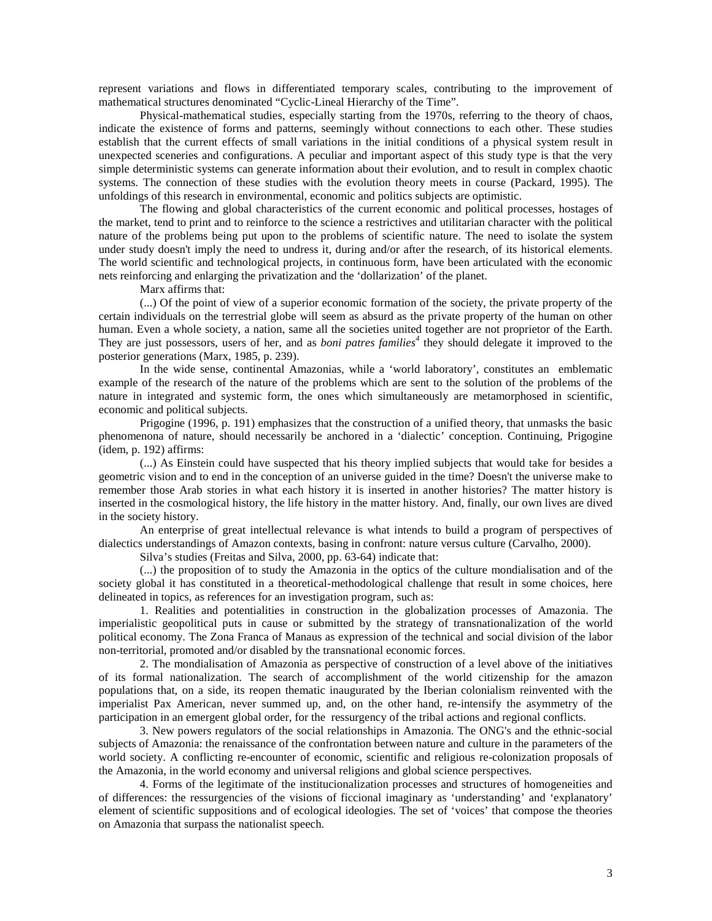represent variations and flows in differentiated temporary scales, contributing to the improvement of mathematical structures denominated "Cyclic-Lineal Hierarchy of the Time".

Physical-mathematical studies, especially starting from the 1970s, referring to the theory of chaos, indicate the existence of forms and patterns, seemingly without connections to each other. These studies establish that the current effects of small variations in the initial conditions of a physical system result in unexpected sceneries and configurations. A peculiar and important aspect of this study type is that the very simple deterministic systems can generate information about their evolution, and to result in complex chaotic systems. The connection of these studies with the evolution theory meets in course (Packard, 1995). The unfoldings of this research in environmental, economic and politics subjects are optimistic.

The flowing and global characteristics of the current economic and political processes, hostages of the market, tend to print and to reinforce to the science a restrictives and utilitarian character with the political nature of the problems being put upon to the problems of scientific nature. The need to isolate the system under study doesn't imply the need to undress it, during and/or after the research, of its historical elements. The world scientific and technological projects, in continuous form, have been articulated with the economic nets reinforcing and enlarging the privatization and the 'dollarization' of the planet.

Marx affirms that:

(...) Of the point of view of a superior economic formation of the society, the private property of the certain individuals on the terrestrial globe will seem as absurd as the private property of the human on other human. Even a whole society, a nation, same all the societies united together are not proprietor of the Earth. They are just possessors, users of her, and as *boni patres families*[4] they should delegate it improved to the posterior generations (Marx, 1985, p. 239).

In the wide sense, continental Amazonias, while a 'world laboratory', constitutes an emblematic example of the research of the nature of the problems which are sent to the solution of the problems of the nature in integrated and systemic form, the ones which simultaneously are metamorphosed in scientific, economic and political subjects.

Prigogine (1996, p. 191) emphasizes that the construction of a unified theory, that unmasks the basic phenomenona of nature, should necessarily be anchored in a 'dialectic' conception. Continuing, Prigogine (idem, p. 192) affirms:

(...) As Einstein could have suspected that his theory implied subjects that would take for besides a geometric vision and to end in the conception of an universe guided in the time? Doesn't the universe make to remember those Arab stories in what each history it is inserted in another histories? The matter history is inserted in the cosmological history, the life history in the matter history. And, finally, our own lives are dived in the society history.

An enterprise of great intellectual relevance is what intends to build a program of perspectives of dialectics understandings of Amazon contexts, basing in confront: nature versus culture (Carvalho, 2000).

Silva's studies (Freitas and Silva, 2000, pp. 63-64) indicate that:

(...) the proposition of to study the Amazonia in the optics of the culture mondialisation and of the society global it has constituted in a theoretical-methodological challenge that result in some choices, here delineated in topics, as references for an investigation program, such as:

1. Realities and potentialities in construction in the globalization processes of Amazonia. The imperialistic geopolitical puts in cause or submitted by the strategy of transnationalization of the world political economy. The Zona Franca of Manaus as expression of the technical and social division of the labor non-territorial, promoted and/or disabled by the transnational economic forces.

2. The mondialisation of Amazonia as perspective of construction of a level above of the initiatives of its formal nationalization. The search of accomplishment of the world citizenship for the amazon populations that, on a side, its reopen thematic inaugurated by the Iberian colonialism reinvented with the imperialist Pax American, never summed up, and, on the other hand, re-intensify the asymmetry of the participation in an emergent global order, for the ressurgency of the tribal actions and regional conflicts.

3. New powers regulators of the social relationships in Amazonia. The ONG's and the ethnic-social subjects of Amazonia: the renaissance of the confrontation between nature and culture in the parameters of the world society. A conflicting re-encounter of economic, scientific and religious re-colonization proposals of the Amazonia, in the world economy and universal religions and global science perspectives.

4. Forms of the legitimate of the institucionalization processes and structures of homogeneities and of differences: the ressurgencies of the visions of ficcional imaginary as 'understanding' and 'explanatory' element of scientific suppositions and of ecological ideologies. The set of 'voices' that compose the theories on Amazonia that surpass the nationalist speech.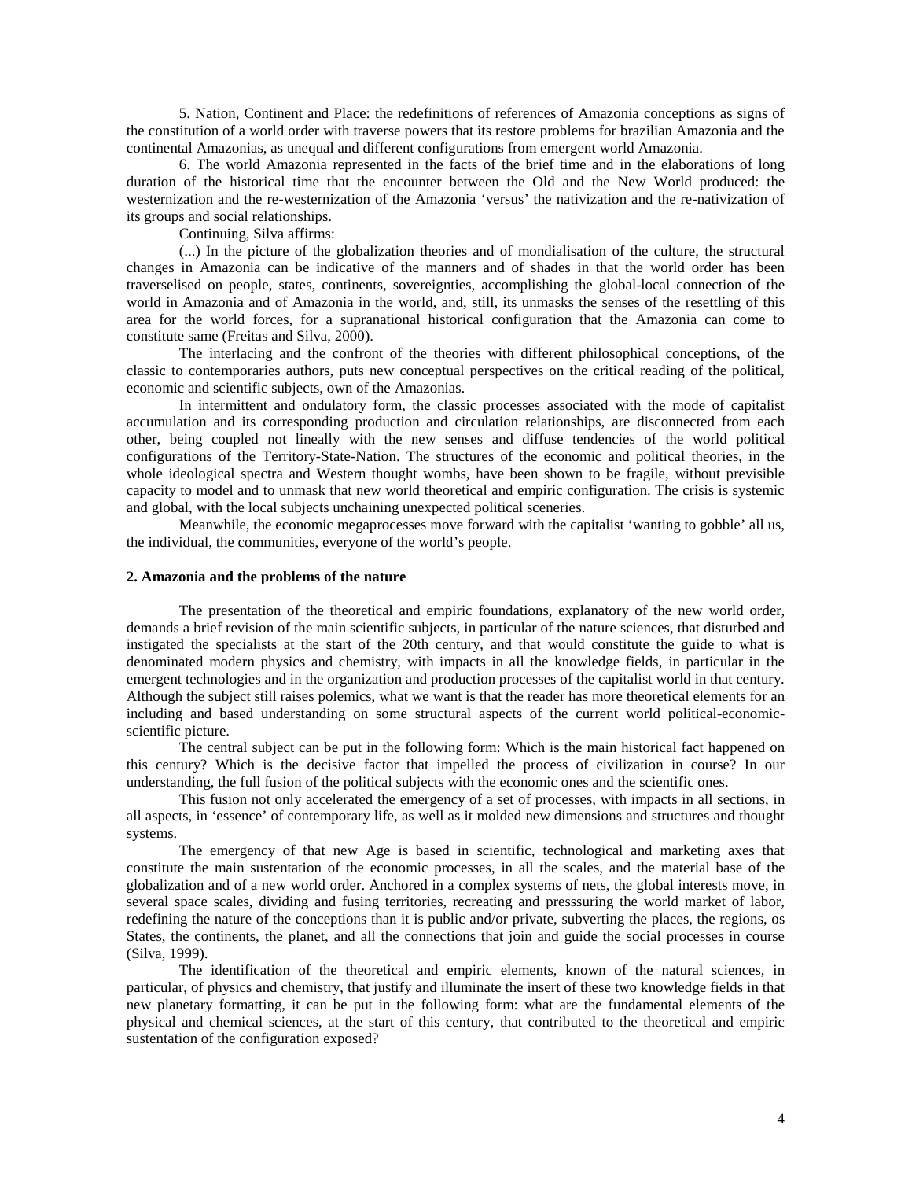5. Nation, Continent and Place: the redefinitions of references of Amazonia conceptions as signs of the constitution of a world order with traverse powers that its restore problems for brazilian Amazonia and the continental Amazonias, as unequal and different configurations from emergent world Amazonia.

6. The world Amazonia represented in the facts of the brief time and in the elaborations of long duration of the historical time that the encounter between the Old and the New World produced: the westernization and the re-westernization of the Amazonia 'versus' the nativization and the re-nativization of its groups and social relationships.

Continuing, Silva affirms:

(...) In the picture of the globalization theories and of mondialisation of the culture, the structural changes in Amazonia can be indicative of the manners and of shades in that the world order has been traverselised on people, states, continents, sovereignties, accomplishing the global-local connection of the world in Amazonia and of Amazonia in the world, and, still, its unmasks the senses of the resettling of this area for the world forces, for a supranational historical configuration that the Amazonia can come to constitute same (Freitas and Silva, 2000).

The interlacing and the confront of the theories with different philosophical conceptions, of the classic to contemporaries authors, puts new conceptual perspectives on the critical reading of the political, economic and scientific subjects, own of the Amazonias.

In intermittent and ondulatory form, the classic processes associated with the mode of capitalist accumulation and its corresponding production and circulation relationships, are disconnected from each other, being coupled not lineally with the new senses and diffuse tendencies of the world political configurations of the Territory-State-Nation. The structures of the economic and political theories, in the whole ideological spectra and Western thought wombs, have been shown to be fragile, without previsible capacity to model and to unmask that new world theoretical and empiric configuration. The crisis is systemic and global, with the local subjects unchaining unexpected political sceneries.

Meanwhile, the economic megaprocesses move forward with the capitalist 'wanting to gobble' all us, the individual, the communities, everyone of the world's people.

## 2. Amazonia and the problems of the nature

The presentation of the theoretical and empiric foundations, explanatory of the new world order, demands a brief revision of the main scientific subjects, in particular of the nature sciences, that disturbed and instigated the specialists at the start of the 20th century, and that would constitute the guide to what is denominated modern physics and chemistry, with impacts in all the knowledge fields, in particular in the emergent technologies and in the organization and production processes of the capitalist world in that century. Although the subject still raises polemics, what we want is that the reader has more theoretical elements for an including and based understanding on some structural aspects of the current world political-economic-scientific picture.

The central subject can be put in the following form: Which is the main historical fact happened on this century? Which is the decisive factor that impelled the process of civilization in course? In our understanding, the full fusion of the political subjects with the economic ones and the scientific ones.

This fusion not only accelerated the emergency of a set of processes, with impacts in all sections, in all aspects, in 'essence' of contemporary life, as well as it molded new dimensions and structures and thought systems.

The emergency of that new Age is based in scientific, technological and marketing axes that constitute the main sustentation of the economic processes, in all the scales, and the material base of the globalization and of a new world order. Anchored in a complex systems of nets, the global interests move, in several space scales, dividing and fusing territories, recreating and presssuring the world market of labor, redefining the nature of the conceptions than it is public and/or private, subverting the places, the regions, os States, the continents, the planet, and all the connections that join and guide the social processes in course (Silva, 1999).

The identification of the theoretical and empiric elements, known of the natural sciences, in particular, of physics and chemistry, that justify and illuminate the insert of these two knowledge fields in that new planetary formatting, it can be put in the following form: what are the fundamental elements of the physical and chemical sciences, at the start of this century, that contributed to the theoretical and empiric sustentation of the configuration exposed?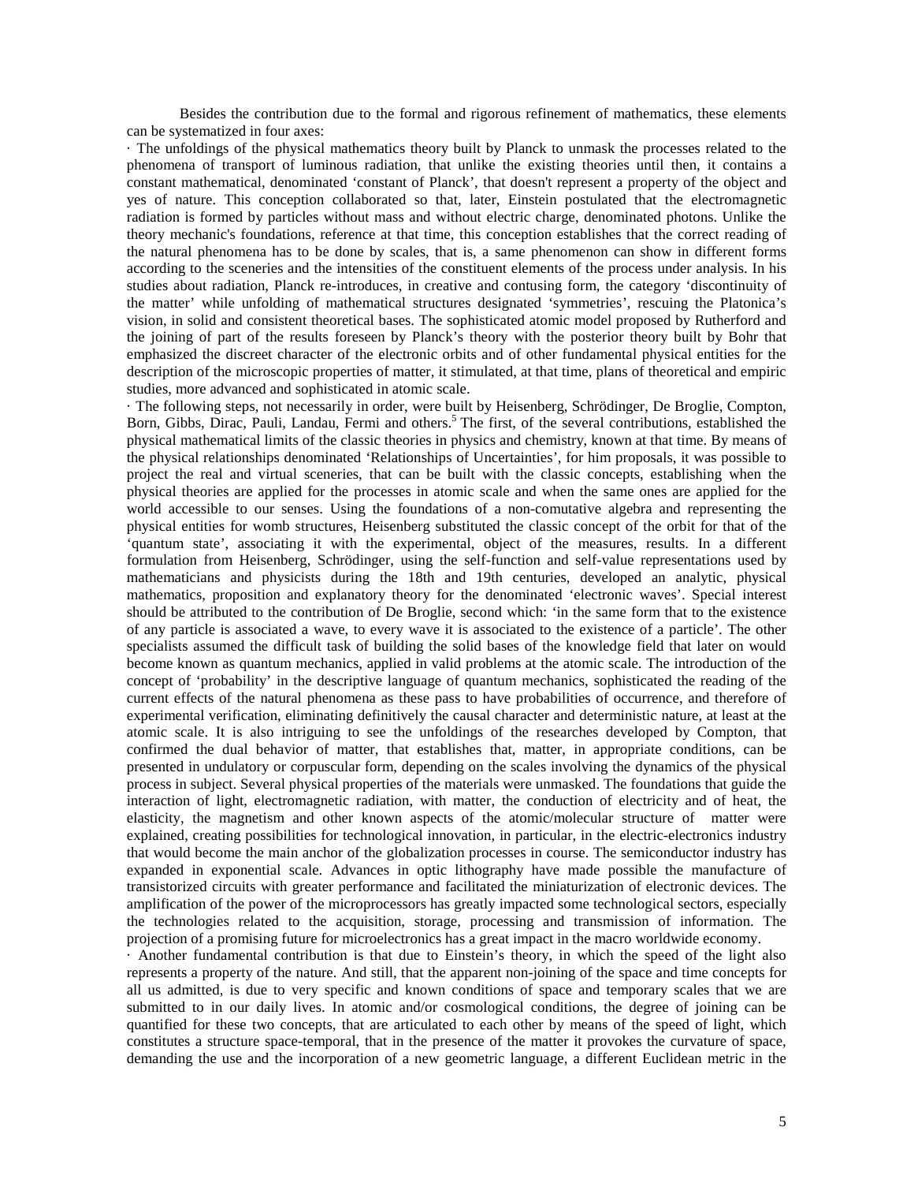Besides the contribution due to the formal and rigorous refinement of mathematics, these elements can be systematized in four axes:

· The unfoldings of the physical mathematics theory built by Planck to unmask the processes related to the phenomena of transport of luminous radiation, that unlike the existing theories until then, it contains a constant mathematical, denominated 'constant of Planck', that doesn't represent a property of the object and yes of nature. This conception collaborated so that, later, Einstein postulated that the electromagnetic radiation is formed by particles without mass and without electric charge, denominated photons. Unlike the theory mechanic's foundations, reference at that time, this conception establishes that the correct reading of the natural phenomena has to be done by scales, that is, a same phenomenon can show in different forms according to the sceneries and the intensities of the constituent elements of the process under analysis. In his studies about radiation, Planck re-introduces, in creative and contusing form, the category 'discontinuity of the matter' while unfolding of mathematical structures designated 'symmetries', rescuing the Platonica's vision, in solid and consistent theoretical bases. The sophisticated atomic model proposed by Rutherford and the joining of part of the results foreseen by Planck's theory with the posterior theory built by Bohr that emphasized the discreet character of the electronic orbits and of other fundamental physical entities for the description of the microscopic properties of matter, it stimulated, at that time, plans of theoretical and empiric studies, more advanced and sophisticated in atomic scale.

· The following steps, not necessarily in order, were built by Heisenberg, Schrödinger, De Broglie, Compton, Born, Gibbs, Dirac, Pauli, Landau, Fermi and others.[5] The first, of the several contributions, established the physical mathematical limits of the classic theories in physics and chemistry, known at that time. By means of the physical relationships denominated 'Relationships of Uncertainties', for him proposals, it was possible to project the real and virtual sceneries, that can be built with the classic concepts, establishing when the physical theories are applied for the processes in atomic scale and when the same ones are applied for the world accessible to our senses. Using the foundations of a non-comutative algebra and representing the physical entities for womb structures, Heisenberg substituted the classic concept of the orbit for that of the 'quantum state', associating it with the experimental, object of the measures, results. In a different formulation from Heisenberg, Schrödinger, using the self-function and self-value representations used by mathematicians and physicists during the 18th and 19th centuries, developed an analytic, physical mathematics, proposition and explanatory theory for the denominated 'electronic waves'. Special interest should be attributed to the contribution of De Broglie, second which: 'in the same form that to the existence of any particle is associated a wave, to every wave it is associated to the existence of a particle'. The other specialists assumed the difficult task of building the solid bases of the knowledge field that later on would become known as quantum mechanics, applied in valid problems at the atomic scale. The introduction of the concept of 'probability' in the descriptive language of quantum mechanics, sophisticated the reading of the current effects of the natural phenomena as these pass to have probabilities of occurrence, and therefore of experimental verification, eliminating definitively the causal character and deterministic nature, at least at the atomic scale. It is also intriguing to see the unfoldings of the researches developed by Compton, that confirmed the dual behavior of matter, that establishes that, matter, in appropriate conditions, can be presented in undulatory or corpuscular form, depending on the scales involving the dynamics of the physical process in subject. Several physical properties of the materials were unmasked. The foundations that guide the interaction of light, electromagnetic radiation, with matter, the conduction of electricity and of heat, the elasticity, the magnetism and other known aspects of the atomic/molecular structure of matter were explained, creating possibilities for technological innovation, in particular, in the electric-electronics industry that would become the main anchor of the globalization processes in course. The semiconductor industry has expanded in exponential scale. Advances in optic lithography have made possible the manufacture of transistorized circuits with greater performance and facilitated the miniaturization of electronic devices. The amplification of the power of the microprocessors has greatly impacted some technological sectors, especially the technologies related to the acquisition, storage, processing and transmission of information. The projection of a promising future for microelectronics has a great impact in the macro worldwide economy.

· Another fundamental contribution is that due to Einstein's theory, in which the speed of the light also represents a property of the nature. And still, that the apparent non-joining of the space and time concepts for all us admitted, is due to very specific and known conditions of space and temporary scales that we are submitted to in our daily lives. In atomic and/or cosmological conditions, the degree of joining can be quantified for these two concepts, that are articulated to each other by means of the speed of light, which constitutes a structure space-temporal, that in the presence of the matter it provokes the curvature of space, demanding the use and the incorporation of a new geometric language, a different Euclidean metric in the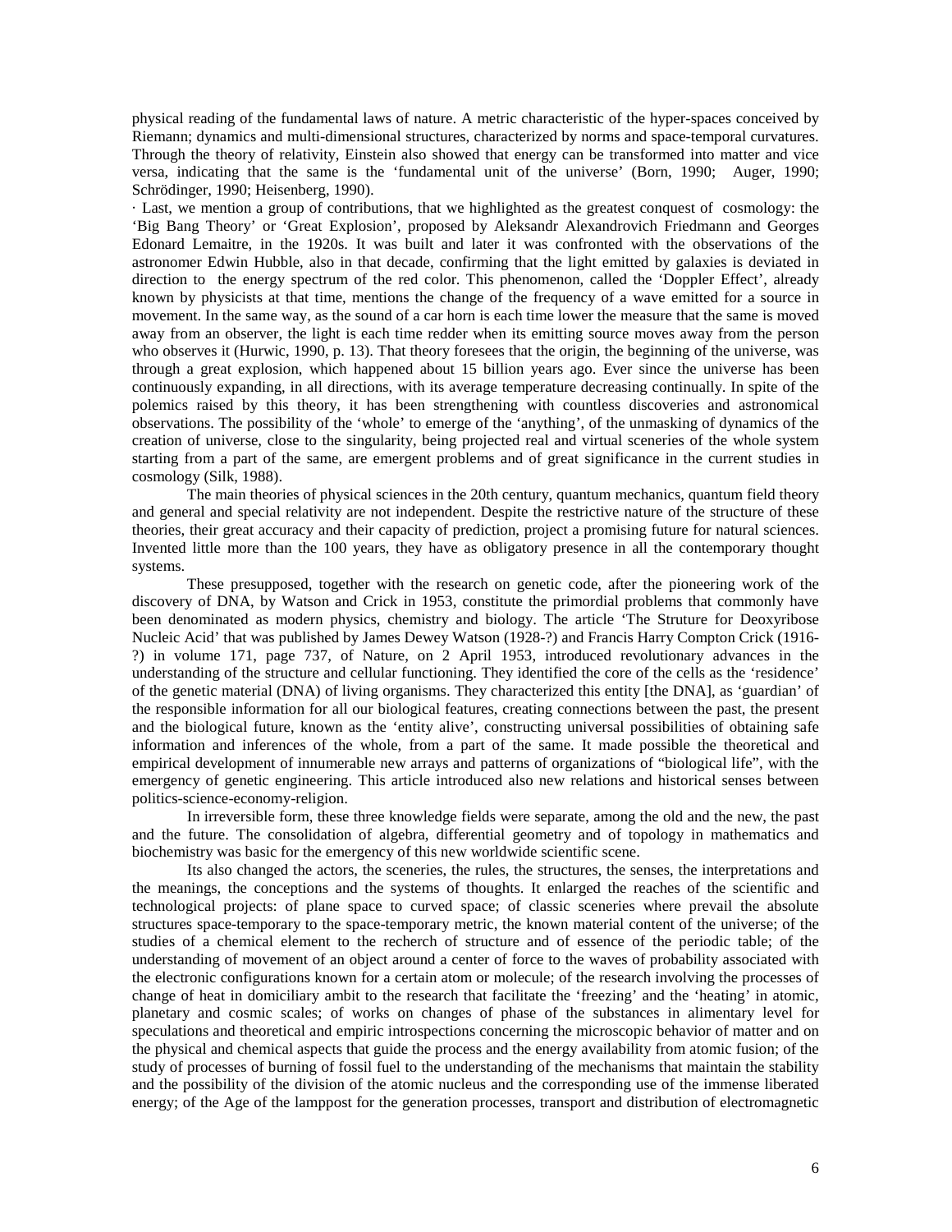physical reading of the fundamental laws of nature. A metric characteristic of the hyper-spaces conceived by Riemann; dynamics and multi-dimensional structures, characterized by norms and space-temporal curvatures. Through the theory of relativity, Einstein also showed that energy can be transformed into matter and vice versa, indicating that the same is the 'fundamental unit of the universe' (Born, 1990; Auger, 1990; Schrödinger, 1990; Heisenberg, 1990).

· Last, we mention a group of contributions, that we highlighted as the greatest conquest of cosmology: the 'Big Bang Theory' or 'Great Explosion', proposed by Aleksandr Alexandrovich Friedmann and Georges Edonard Lemaitre, in the 1920s. It was built and later it was confronted with the observations of the astronomer Edwin Hubble, also in that decade, confirming that the light emitted by galaxies is deviated in direction to the energy spectrum of the red color. This phenomenon, called the 'Doppler Effect', already known by physicists at that time, mentions the change of the frequency of a wave emitted for a source in movement. In the same way, as the sound of a car horn is each time lower the measure that the same is moved away from an observer, the light is each time redder when its emitting source moves away from the person who observes it (Hurwic, 1990, p. 13). That theory foresees that the origin, the beginning of the universe, was through a great explosion, which happened about 15 billion years ago. Ever since the universe has been continuously expanding, in all directions, with its average temperature decreasing continually. In spite of the polemics raised by this theory, it has been strengthening with countless discoveries and astronomical observations. The possibility of the 'whole' to emerge of the 'anything', of the unmasking of dynamics of the creation of universe, close to the singularity, being projected real and virtual sceneries of the whole system starting from a part of the same, are emergent problems and of great significance in the current studies in cosmology (Silk, 1988).

The main theories of physical sciences in the 20th century, quantum mechanics, quantum field theory and general and special relativity are not independent. Despite the restrictive nature of the structure of these theories, their great accuracy and their capacity of prediction, project a promising future for natural sciences. Invented little more than the 100 years, they have as obligatory presence in all the contemporary thought systems.

These presupposed, together with the research on genetic code, after the pioneering work of the discovery of DNA, by Watson and Crick in 1953, constitute the primordial problems that commonly have been denominated as modern physics, chemistry and biology. The article 'The Struture for Deoxyribose Nucleic Acid' that was published by James Dewey Watson (1928-?) and Francis Harry Compton Crick (1916-?) in volume 171, page 737, of Nature, on 2 April 1953, introduced revolutionary advances in the understanding of the structure and cellular functioning. They identified the core of the cells as the 'residence' of the genetic material (DNA) of living organisms. They characterized this entity [the DNA], as 'guardian' of the responsible information for all our biological features, creating connections between the past, the present and the biological future, known as the 'entity alive', constructing universal possibilities of obtaining safe information and inferences of the whole, from a part of the same. It made possible the theoretical and empirical development of innumerable new arrays and patterns of organizations of "biological life", with the emergency of genetic engineering. This article introduced also new relations and historical senses between politics-science-economy-religion.

In irreversible form, these three knowledge fields were separate, among the old and the new, the past and the future. The consolidation of algebra, differential geometry and of topology in mathematics and biochemistry was basic for the emergency of this new worldwide scientific scene.

Its also changed the actors, the sceneries, the rules, the structures, the senses, the interpretations and the meanings, the conceptions and the systems of thoughts. It enlarged the reaches of the scientific and technological projects: of plane space to curved space; of classic sceneries where prevail the absolute structures space-temporary to the space-temporary metric, the known material content of the universe; of the studies of a chemical element to the recherch of structure and of essence of the periodic table; of the understanding of movement of an object around a center of force to the waves of probability associated with the electronic configurations known for a certain atom or molecule; of the research involving the processes of change of heat in domiciliary ambit to the research that facilitate the 'freezing' and the 'heating' in atomic, planetary and cosmic scales; of works on changes of phase of the substances in alimentary level for speculations and theoretical and empiric introspections concerning the microscopic behavior of matter and on the physical and chemical aspects that guide the process and the energy availability from atomic fusion; of the study of processes of burning of fossil fuel to the understanding of the mechanisms that maintain the stability and the possibility of the division of the atomic nucleus and the corresponding use of the immense liberated energy; of the Age of the lamppost for the generation processes, transport and distribution of electromagnetic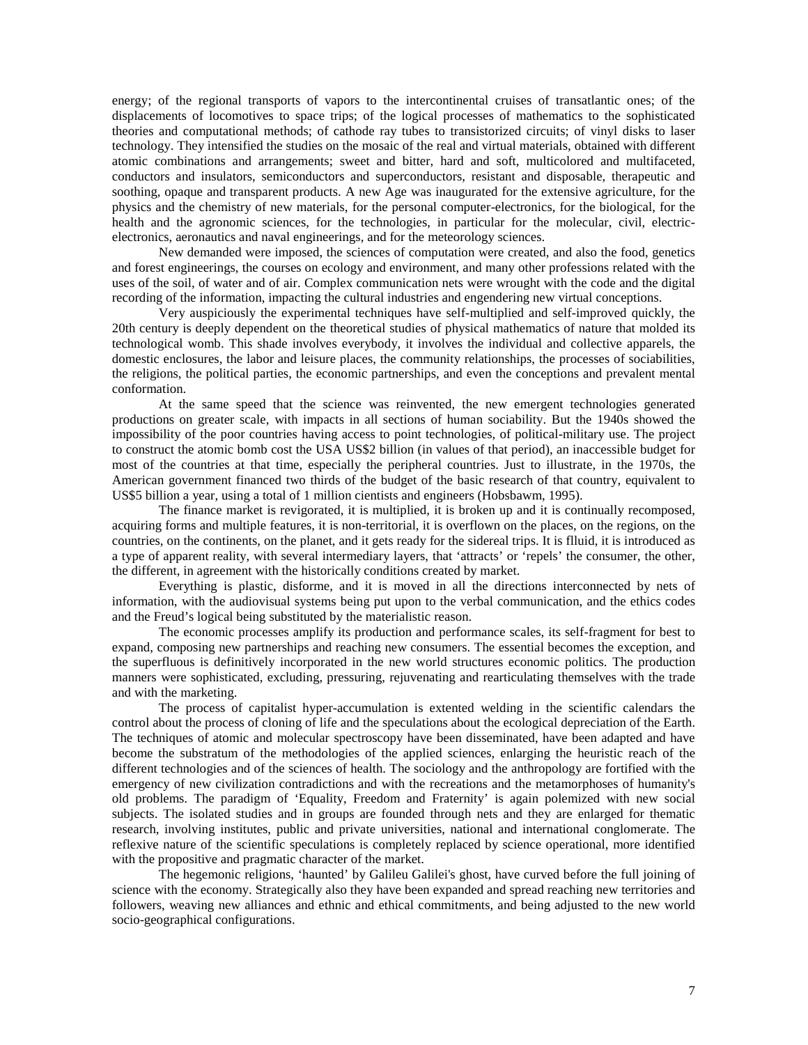energy; of the regional transports of vapors to the intercontinental cruises of transatlantic ones; of the displacements of locomotives to space trips; of the logical processes of mathematics to the sophisticated theories and computational methods; of cathode ray tubes to transistorized circuits; of vinyl disks to laser technology. They intensified the studies on the mosaic of the real and virtual materials, obtained with different atomic combinations and arrangements; sweet and bitter, hard and soft, multicolored and multifaceted, conductors and insulators, semiconductors and superconductors, resistant and disposable, therapeutic and soothing, opaque and transparent products. A new Age was inaugurated for the extensive agriculture, for the physics and the chemistry of new materials, for the personal computer-electronics, for the biological, for the health and the agronomic sciences, for the technologies, in particular for the molecular, civil, electric-electronics, aeronautics and naval engineerings, and for the meteorology sciences.

New demanded were imposed, the sciences of computation were created, and also the food, genetics and forest engineerings, the courses on ecology and environment, and many other professions related with the uses of the soil, of water and of air. Complex communication nets were wrought with the code and the digital recording of the information, impacting the cultural industries and engendering new virtual conceptions.

Very auspiciously the experimental techniques have self-multiplied and self-improved quickly, the 20th century is deeply dependent on the theoretical studies of physical mathematics of nature that molded its technological womb. This shade involves everybody, it involves the individual and collective apparels, the domestic enclosures, the labor and leisure places, the community relationships, the processes of sociabilities, the religions, the political parties, the economic partnerships, and even the conceptions and prevalent mental conformation.

At the same speed that the science was reinvented, the new emergent technologies generated productions on greater scale, with impacts in all sections of human sociability. But the 1940s showed the impossibility of the poor countries having access to point technologies, of political-military use. The project to construct the atomic bomb cost the USA US$2 billion (in values of that period), an inaccessible budget for most of the countries at that time, especially the peripheral countries. Just to illustrate, in the 1970s, the American government financed two thirds of the budget of the basic research of that country, equivalent to US$5 billion a year, using a total of 1 million cientists and engineers (Hobsbawm, 1995).

The finance market is revigorated, it is multiplied, it is broken up and it is continually recomposed, acquiring forms and multiple features, it is non-territorial, it is overflown on the places, on the regions, on the countries, on the continents, on the planet, and it gets ready for the sidereal trips. It is flluid, it is introduced as a type of apparent reality, with several intermediary layers, that 'attracts' or 'repels' the consumer, the other, the different, in agreement with the historically conditions created by market.

Everything is plastic, disforme, and it is moved in all the directions interconnected by nets of information, with the audiovisual systems being put upon to the verbal communication, and the ethics codes and the Freud's logical being substituted by the materialistic reason.

The economic processes amplify its production and performance scales, its self-fragment for best to expand, composing new partnerships and reaching new consumers. The essential becomes the exception, and the superfluous is definitively incorporated in the new world structures economic politics. The production manners were sophisticated, excluding, pressuring, rejuvenating and rearticulating themselves with the trade and with the marketing.

The process of capitalist hyper-accumulation is extented welding in the scientific calendars the control about the process of cloning of life and the speculations about the ecological depreciation of the Earth. The techniques of atomic and molecular spectroscopy have been disseminated, have been adapted and have become the substratum of the methodologies of the applied sciences, enlarging the heuristic reach of the different technologies and of the sciences of health. The sociology and the anthropology are fortified with the emergency of new civilization contradictions and with the recreations and the metamorphoses of humanity's old problems. The paradigm of 'Equality, Freedom and Fraternity' is again polemized with new social subjects. The isolated studies and in groups are founded through nets and they are enlarged for thematic research, involving institutes, public and private universities, national and international conglomerate. The reflexive nature of the scientific speculations is completely replaced by science operational, more identified with the propositive and pragmatic character of the market.

The hegemonic religions, 'haunted' by Galileu Galilei's ghost, have curved before the full joining of science with the economy. Strategically also they have been expanded and spread reaching new territories and followers, weaving new alliances and ethnic and ethical commitments, and being adjusted to the new world socio-geographical configurations.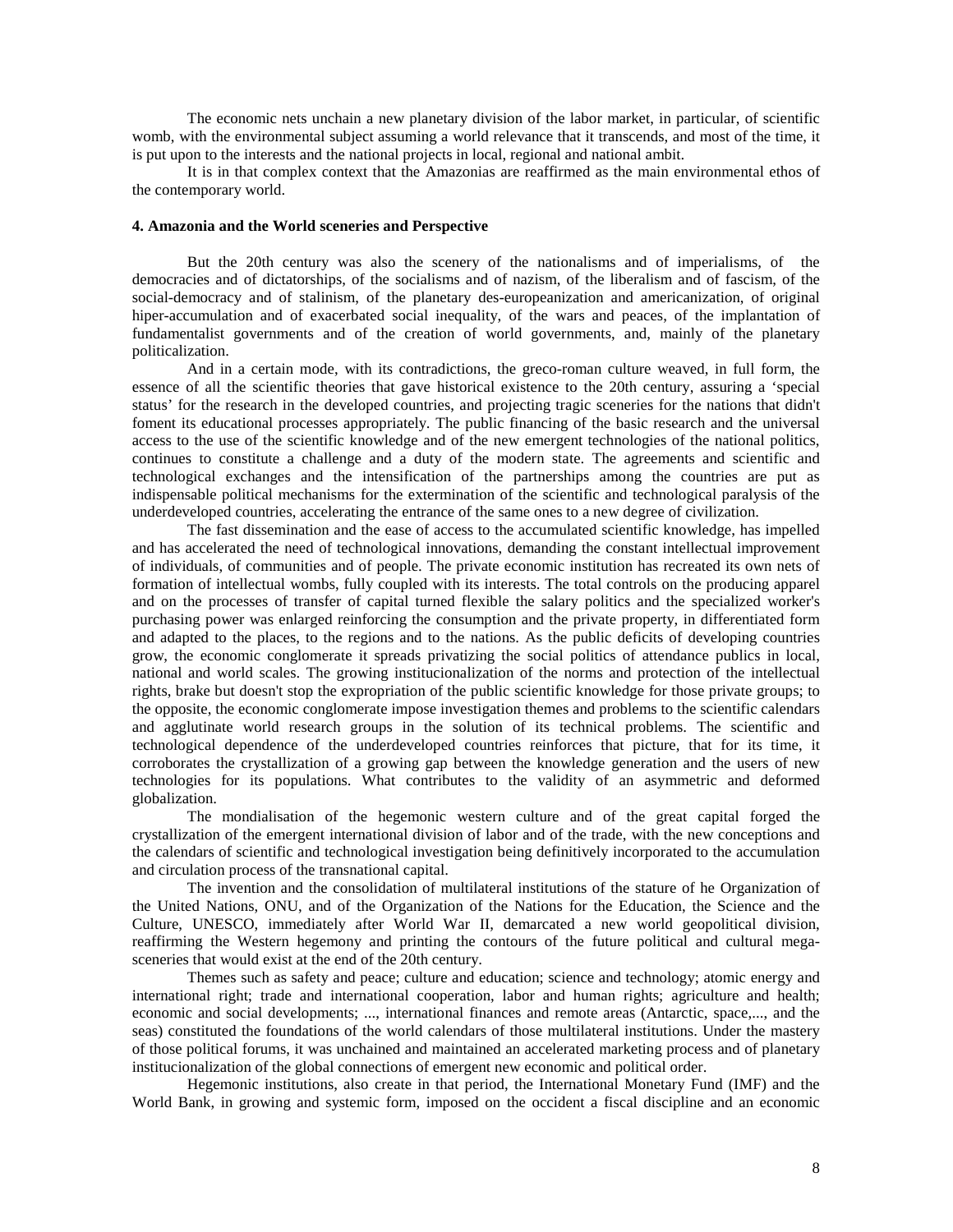The economic nets unchain a new planetary division of the labor market, in particular, of scientific womb, with the environmental subject assuming a world relevance that it transcends, and most of the time, it is put upon to the interests and the national projects in local, regional and national ambit.

It is in that complex context that the Amazonias are reaffirmed as the main environmental ethos of the contemporary world.

#### 4. Amazonia and the World sceneries and Perspective

But the 20th century was also the scenery of the nationalisms and of imperialisms, of the democracies and of dictatorships, of the socialisms and of nazism, of the liberalism and of fascism, of the social-democracy and of stalinism, of the planetary des-europeanization and americanization, of original hiper-accumulation and of exacerbated social inequality, of the wars and peaces, of the implantation of fundamentalist governments and of the creation of world governments, and, mainly of the planetary politicalization.

And in a certain mode, with its contradictions, the greco-roman culture weaved, in full form, the essence of all the scientific theories that gave historical existence to the 20th century, assuring a 'special status' for the research in the developed countries, and projecting tragic sceneries for the nations that didn't foment its educational processes appropriately. The public financing of the basic research and the universal access to the use of the scientific knowledge and of the new emergent technologies of the national politics, continues to constitute a challenge and a duty of the modern state. The agreements and scientific and technological exchanges and the intensification of the partnerships among the countries are put as indispensable political mechanisms for the extermination of the scientific and technological paralysis of the underdeveloped countries, accelerating the entrance of the same ones to a new degree of civilization.

The fast dissemination and the ease of access to the accumulated scientific knowledge, has impelled and has accelerated the need of technological innovations, demanding the constant intellectual improvement of individuals, of communities and of people. The private economic institution has recreated its own nets of formation of intellectual wombs, fully coupled with its interests. The total controls on the producing apparel and on the processes of transfer of capital turned flexible the salary politics and the specialized worker's purchasing power was enlarged reinforcing the consumption and the private property, in differentiated form and adapted to the places, to the regions and to the nations. As the public deficits of developing countries grow, the economic conglomerate it spreads privatizing the social politics of attendance publics in local, national and world scales. The growing institucionalization of the norms and protection of the intellectual rights, brake but doesn't stop the expropriation of the public scientific knowledge for those private groups; to the opposite, the economic conglomerate impose investigation themes and problems to the scientific calendars and agglutinate world research groups in the solution of its technical problems. The scientific and technological dependence of the underdeveloped countries reinforces that picture, that for its time, it corroborates the crystallization of a growing gap between the knowledge generation and the users of new technologies for its populations. What contributes to the validity of an asymmetric and deformed globalization.

The mondialisation of the hegemonic western culture and of the great capital forged the crystallization of the emergent international division of labor and of the trade, with the new conceptions and the calendars of scientific and technological investigation being definitively incorporated to the accumulation and circulation process of the transnational capital.

The invention and the consolidation of multilateral institutions of the stature of he Organization of the United Nations, ONU, and of the Organization of the Nations for the Education, the Science and the Culture, UNESCO, immediately after World War II, demarcated a new world geopolitical division, reaffirming the Western hegemony and printing the contours of the future political and cultural mega-sceneries that would exist at the end of the 20th century.

Themes such as safety and peace; culture and education; science and technology; atomic energy and international right; trade and international cooperation, labor and human rights; agriculture and health; economic and social developments; ..., international finances and remote areas (Antarctic, space,..., and the seas) constituted the foundations of the world calendars of those multilateral institutions. Under the mastery of those political forums, it was unchained and maintained an accelerated marketing process and of planetary institucionalization of the global connections of emergent new economic and political order.

Hegemonic institutions, also create in that period, the International Monetary Fund (IMF) and the World Bank, in growing and systemic form, imposed on the occident a fiscal discipline and an economic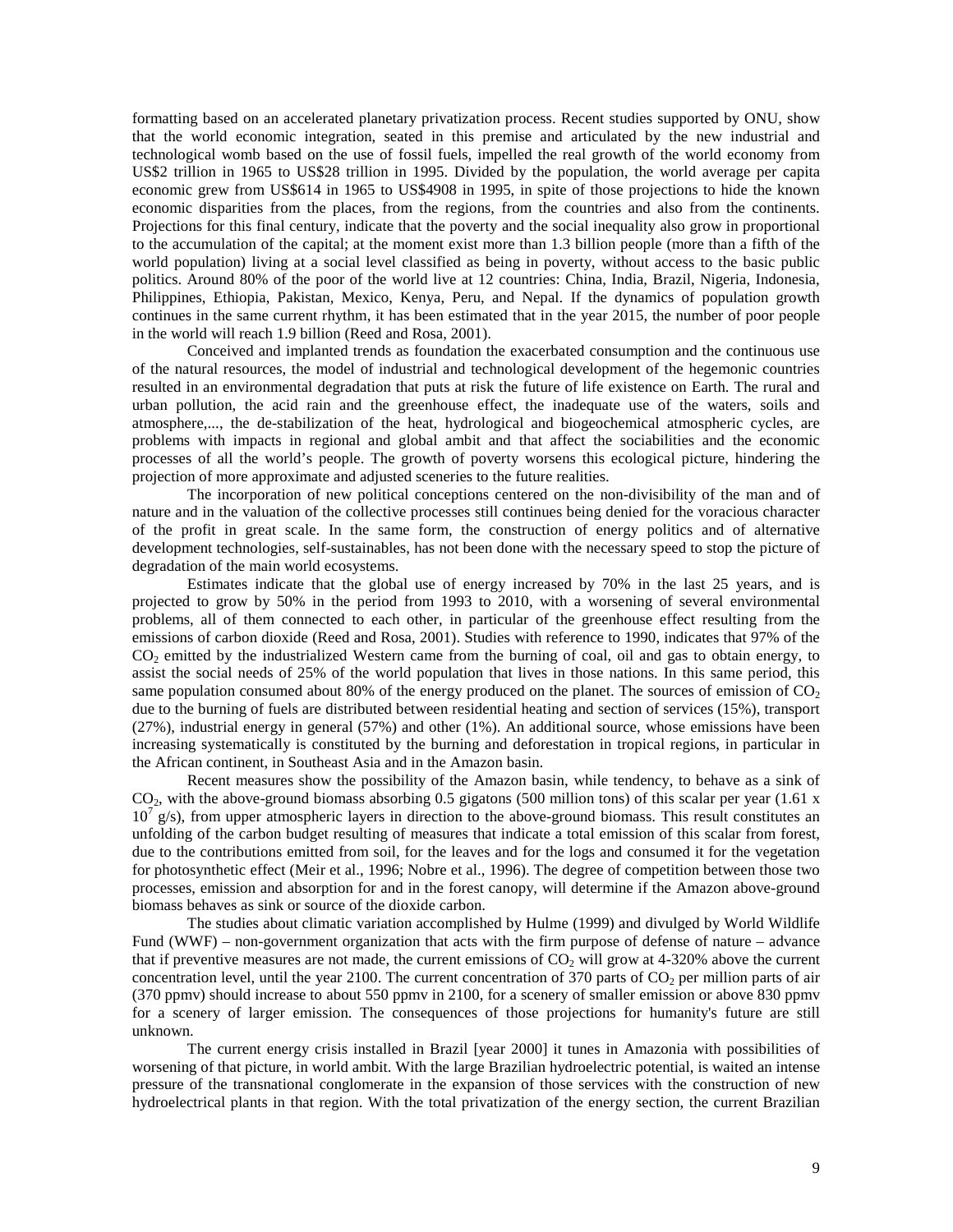formatting based on an accelerated planetary privatization process. Recent studies supported by ONU, show that the world economic integration, seated in this premise and articulated by the new industrial and technological womb based on the use of fossil fuels, impelled the real growth of the world economy from US$2 trillion in 1965 to US$28 trillion in 1995. Divided by the population, the world average per capita economic grew from US$614 in 1965 to US$4908 in 1995, in spite of those projections to hide the known economic disparities from the places, from the regions, from the countries and also from the continents. Projections for this final century, indicate that the poverty and the social inequality also grow in proportional to the accumulation of the capital; at the moment exist more than 1.3 billion people (more than a fifth of the world population) living at a social level classified as being in poverty, without access to the basic public politics. Around 80% of the poor of the world live at 12 countries: China, India, Brazil, Nigeria, Indonesia, Philippines, Ethiopia, Pakistan, Mexico, Kenya, Peru, and Nepal. If the dynamics of population growth continues in the same current rhythm, it has been estimated that in the year 2015, the number of poor people in the world will reach 1.9 billion (Reed and Rosa, 2001).

Conceived and implanted trends as foundation the exacerbated consumption and the continuous use of the natural resources, the model of industrial and technological development of the hegemonic countries resulted in an environmental degradation that puts at risk the future of life existence on Earth. The rural and urban pollution, the acid rain and the greenhouse effect, the inadequate use of the waters, soils and atmosphere,..., the de-stabilization of the heat, hydrological and biogeochemical atmospheric cycles, are problems with impacts in regional and global ambit and that affect the sociabilities and the economic processes of all the world's people. The growth of poverty worsens this ecological picture, hindering the projection of more approximate and adjusted sceneries to the future realities.

The incorporation of new political conceptions centered on the non-divisibility of the man and of nature and in the valuation of the collective processes still continues being denied for the voracious character of the profit in great scale. In the same form, the construction of energy politics and of alternative development technologies, self-sustainables, has not been done with the necessary speed to stop the picture of degradation of the main world ecosystems.

Estimates indicate that the global use of energy increased by 70% in the last 25 years, and is projected to grow by 50% in the period from 1993 to 2010, with a worsening of several environmental problems, all of them connected to each other, in particular of the greenhouse effect resulting from the emissions of carbon dioxide (Reed and Rosa, 2001). Studies with reference to 1990, indicates that 97% of the $CO_2$ emitted by the industrialized Western came from the burning of coal, oil and gas to obtain energy, to assist the social needs of 25% of the world population that lives in those nations. In this same period, this same population consumed about 80% of the energy produced on the planet. The sources of emission of $CO_2$ due to the burning of fuels are distributed between residential heating and section of services (15%), transport (27%), industrial energy in general (57%) and other (1%). An additional source, whose emissions have been increasing systematically is constituted by the burning and deforestation in tropical regions, in particular in the African continent, in Southeast Asia and in the Amazon basin.

Recent measures show the possibility of the Amazon basin, while tendency, to behave as a sink of $CO_2$, with the above-ground biomass absorbing 0.5 gigatons (500 million tons) of this scalar per year ($1.61 \times 10^7$ g/s), from upper atmospheric layers in direction to the above-ground biomass. This result constitutes an unfolding of the carbon budget resulting of measures that indicate a total emission of this scalar from forest, due to the contributions emitted from soil, for the leaves and for the logs and consumed it for the vegetation for photosynthetic effect (Meir et al., 1996; Nobre et al., 1996). The degree of competition between those two processes, emission and absorption for and in the forest canopy, will determine if the Amazon above-ground biomass behaves as sink or source of the dioxide carbon.

The studies about climatic variation accomplished by Hulme (1999) and divulged by World Wildlife Fund (WWF) – non-government organization that acts with the firm purpose of defense of nature – advance that if preventive measures are not made, the current emissions of $CO_2$ will grow at 4-320% above the current concentration level, until the year 2100. The current concentration of 370 parts of $CO_2$ per million parts of air (370 ppmv) should increase to about 550 ppmv in 2100, for a scenery of smaller emission or above 830 ppmv for a scenery of larger emission. The consequences of those projections for humanity's future are still unknown.

The current energy crisis installed in Brazil [year 2000] it tunes in Amazonia with possibilities of worsening of that picture, in world ambit. With the large Brazilian hydroelectric potential, is waited an intense pressure of the transnational conglomerate in the expansion of those services with the construction of new hydroelectrical plants in that region. With the total privatization of the energy section, the current Brazilian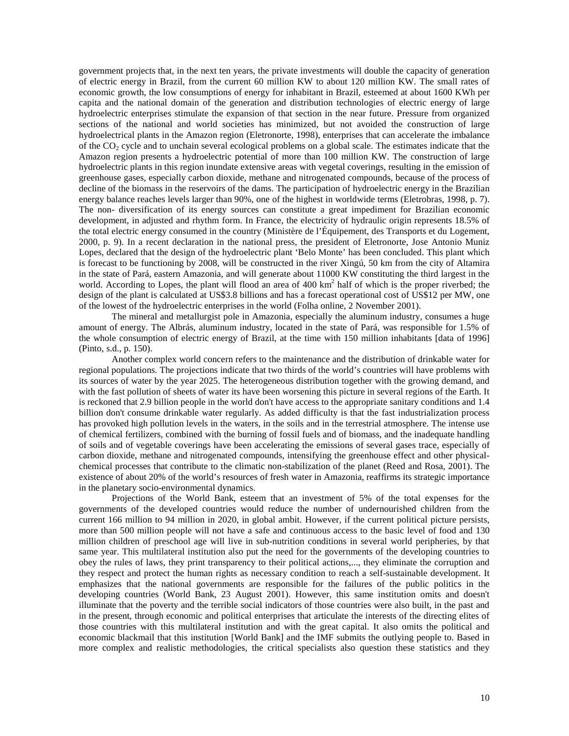government projects that, in the next ten years, the private investments will double the capacity of generation of electric energy in Brazil, from the current 60 million KW to about 120 million KW. The small rates of economic growth, the low consumptions of energy for inhabitant in Brazil, esteemed at about 1600 KWh per capita and the national domain of the generation and distribution technologies of electric energy of large hydroelectric enterprises stimulate the expansion of that section in the near future. Pressure from organized sections of the national and world societies has minimized, but not avoided the construction of large hydroelectrical plants in the Amazon region (Eletronorte, 1998), enterprises that can accelerate the imbalance of the $CO_2$ cycle and to unchain several ecological problems on a global scale. The estimates indicate that the Amazon region presents a hydroelectric potential of more than 100 million KW. The construction of large hydroelectric plants in this region inundate extensive areas with vegetal coverings, resulting in the emission of greenhouse gases, especially carbon dioxide, methane and nitrogenated compounds, because of the process of decline of the biomass in the reservoirs of the dams. The participation of hydroelectric energy in the Brazilian energy balance reaches levels larger than 90%, one of the highest in worldwide terms (Eletrobras, 1998, p. 7). The non- diversification of its energy sources can constitute a great impediment for Brazilian economic development, in adjusted and rhythm form. In France, the electricity of hydraulic origin represents 18.5% of the total electric energy consumed in the country (Ministère de l'Équipement, des Transports et du Logement, 2000, p. 9). In a recent declaration in the national press, the president of Eletronorte, Jose Antonio Muniz Lopes, declared that the design of the hydroelectric plant 'Belo Monte' has been concluded. This plant which is forecast to be functioning by 2008, will be constructed in the river Xingú, 50 km from the city of Altamira in the state of Pará, eastern Amazonia, and will generate about 11000 KW constituting the third largest in the world. According to Lopes, the plant will flood an area of 400 $km^2$ half of which is the proper riverbed; the design of the plant is calculated at US$3.8 billions and has a forecast operational cost of US$12 per MW, one of the lowest of the hydroelectric enterprises in the world (Folha online, 2 November 2001).

The mineral and metallurgist pole in Amazonia, especially the aluminum industry, consumes a huge amount of energy. The Albrás, aluminum industry, located in the state of Pará, was responsible for 1.5% of the whole consumption of electric energy of Brazil, at the time with 150 million inhabitants [data of 1996] (Pinto, s.d., p. 150).

Another complex world concern refers to the maintenance and the distribution of drinkable water for regional populations. The projections indicate that two thirds of the world's countries will have problems with its sources of water by the year 2025. The heterogeneous distribution together with the growing demand, and with the fast pollution of sheets of water its have been worsening this picture in several regions of the Earth. It is reckoned that 2.9 billion people in the world don't have access to the appropriate sanitary conditions and 1.4 billion don't consume drinkable water regularly. As added difficulty is that the fast industrialization process has provoked high pollution levels in the waters, in the soils and in the terrestrial atmosphere. The intense use of chemical fertilizers, combined with the burning of fossil fuels and of biomass, and the inadequate handling of soils and of vegetable coverings have been accelerating the emissions of several gases trace, especially of carbon dioxide, methane and nitrogenated compounds, intensifying the greenhouse effect and other physical-chemical processes that contribute to the climatic non-stabilization of the planet (Reed and Rosa, 2001). The existence of about 20% of the world's resources of fresh water in Amazonia, reaffirms its strategic importance in the planetary socio-environmental dynamics.

Projections of the World Bank, esteem that an investment of 5% of the total expenses for the governments of the developed countries would reduce the number of undernourished children from the current 166 million to 94 million in 2020, in global ambit. However, if the current political picture persists, more than 500 million people will not have a safe and continuous access to the basic level of food and 130 million children of preschool age will live in sub-nutrition conditions in several world peripheries, by that same year. This multilateral institution also put the need for the governments of the developing countries to obey the rules of laws, they print transparency to their political actions,..., they eliminate the corruption and they respect and protect the human rights as necessary condition to reach a self-sustainable development. It emphasizes that the national governments are responsible for the failures of the public politics in the developing countries (World Bank, 23 August 2001). However, this same institution omits and doesn't illuminate that the poverty and the terrible social indicators of those countries were also built, in the past and in the present, through economic and political enterprises that articulate the interests of the directing elites of those countries with this multilateral institution and with the great capital. It also omits the political and economic blackmail that this institution [World Bank] and the IMF submits the outlying people to. Based in more complex and realistic methodologies, the critical specialists also question these statistics and they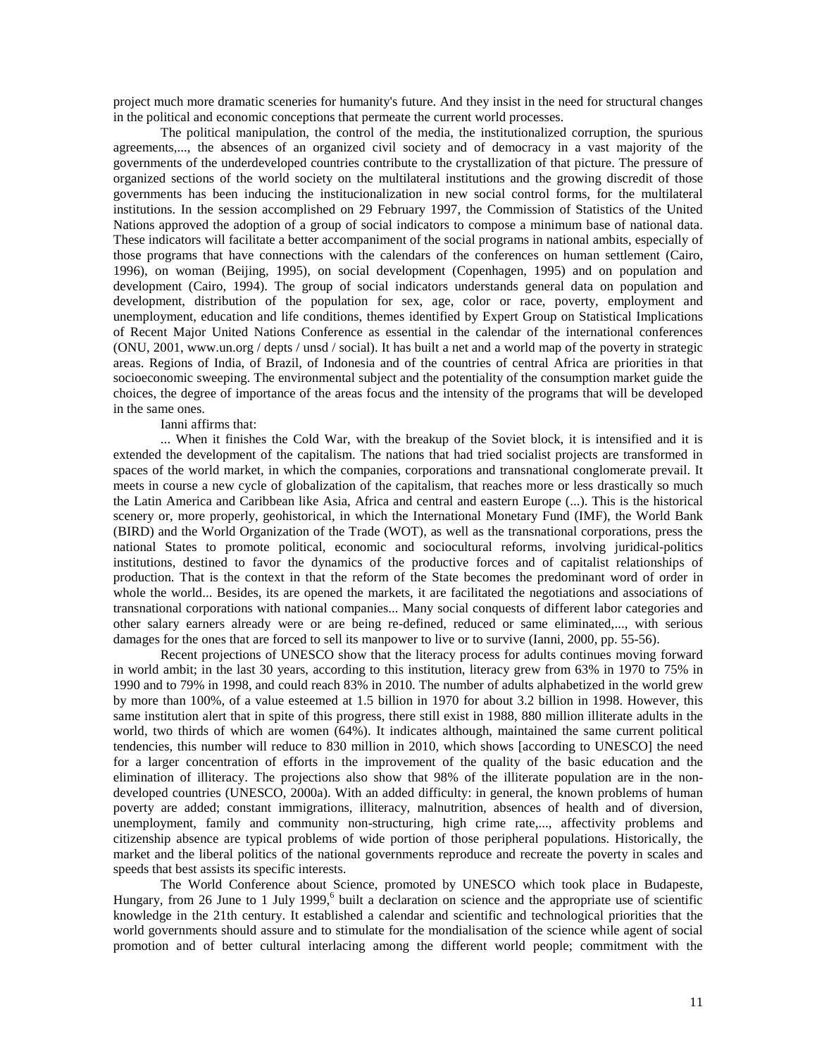project much more dramatic sceneries for humanity's future. And they insist in the need for structural changes in the political and economic conceptions that permeate the current world processes.

The political manipulation, the control of the media, the institutionalized corruption, the spurious agreements,..., the absences of an organized civil society and of democracy in a vast majority of the governments of the underdeveloped countries contribute to the crystallization of that picture. The pressure of organized sections of the world society on the multilateral institutions and the growing discredit of those governments has been inducing the institucionalization in new social control forms, for the multilateral institutions. In the session accomplished on 29 February 1997, the Commission of Statistics of the United Nations approved the adoption of a group of social indicators to compose a minimum base of national data. These indicators will facilitate a better accompaniment of the social programs in national ambits, especially of those programs that have connections with the calendars of the conferences on human settlement (Cairo, 1996), on woman (Beijing, 1995), on social development (Copenhagen, 1995) and on population and development (Cairo, 1994). The group of social indicators understands general data on population and development, distribution of the population for sex, age, color or race, poverty, employment and unemployment, education and life conditions, themes identified by Expert Group on Statistical Implications of Recent Major United Nations Conference as essential in the calendar of the international conferences (ONU, 2001, www.un.org / depts / unsd / social). It has built a net and a world map of the poverty in strategic areas. Regions of India, of Brazil, of Indonesia and of the countries of central Africa are priorities in that socioeconomic sweeping. The environmental subject and the potentiality of the consumption market guide the choices, the degree of importance of the areas focus and the intensity of the programs that will be developed in the same ones.

Ianni affirms that:

... When it finishes the Cold War, with the breakup of the Soviet block, it is intensified and it is extended the development of the capitalism. The nations that had tried socialist projects are transformed in spaces of the world market, in which the companies, corporations and transnational conglomerate prevail. It meets in course a new cycle of globalization of the capitalism, that reaches more or less drastically so much the Latin America and Caribbean like Asia, Africa and central and eastern Europe (...). This is the historical scenery or, more properly, geohistorical, in which the International Monetary Fund (IMF), the World Bank (BIRD) and the World Organization of the Trade (WOT), as well as the transnational corporations, press the national States to promote political, economic and sociocultural reforms, involving juridical-politics institutions, destined to favor the dynamics of the productive forces and of capitalist relationships of production. That is the context in that the reform of the State becomes the predominant word of order in whole the world... Besides, its are opened the markets, it are facilitated the negotiations and associations of transnational corporations with national companies... Many social conquests of different labor categories and other salary earners already were or are being re-defined, reduced or same eliminated,..., with serious damages for the ones that are forced to sell its manpower to live or to survive (Ianni, 2000, pp. 55-56).

Recent projections of UNESCO show that the literacy process for adults continues moving forward in world ambit; in the last 30 years, according to this institution, literacy grew from 63% in 1970 to 75% in 1990 and to 79% in 1998, and could reach 83% in 2010. The number of adults alphabetized in the world grew by more than 100%, of a value esteemed at 1.5 billion in 1970 for about 3.2 billion in 1998. However, this same institution alert that in spite of this progress, there still exist in 1988, 880 million illiterate adults in the world, two thirds of which are women (64%). It indicates although, maintained the same current political tendencies, this number will reduce to 830 million in 2010, which shows [according to UNESCO] the need for a larger concentration of efforts in the improvement of the quality of the basic education and the elimination of illiteracy. The projections also show that 98% of the illiterate population are in the non-developed countries (UNESCO, 2000a). With an added difficulty: in general, the known problems of human poverty are added; constant immigrations, illiteracy, malnutrition, absences of health and of diversion, unemployment, family and community non-structuring, high crime rate,..., affectivity problems and citizenship absence are typical problems of wide portion of those peripheral populations. Historically, the market and the liberal politics of the national governments reproduce and recreate the poverty in scales and speeds that best assists its specific interests.

The World Conference about Science, promoted by UNESCO which took place in Budapeste, Hungary, from 26 June to 1 July 1999,[6] built a declaration on science and the appropriate use of scientific knowledge in the 21th century. It established a calendar and scientific and technological priorities that the world governments should assure and to stimulate for the mondialisation of the science while agent of social promotion and of better cultural interlacing among the different world people; commitment with the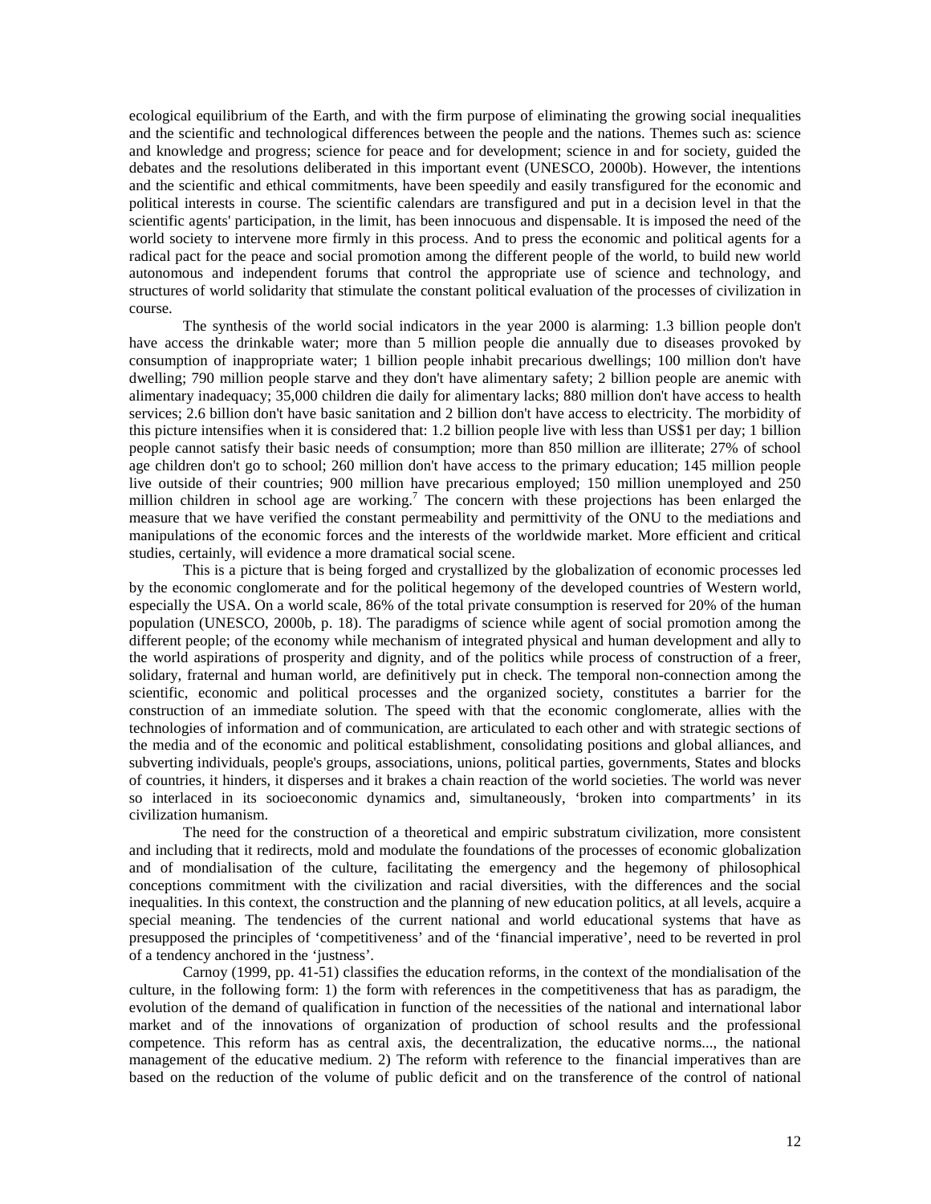ecological equilibrium of the Earth, and with the firm purpose of eliminating the growing social inequalities and the scientific and technological differences between the people and the nations. Themes such as: science and knowledge and progress; science for peace and for development; science in and for society, guided the debates and the resolutions deliberated in this important event (UNESCO, 2000b). However, the intentions and the scientific and ethical commitments, have been speedily and easily transfigured for the economic and political interests in course. The scientific calendars are transfigured and put in a decision level in that the scientific agents' participation, in the limit, has been innocuous and dispensable. It is imposed the need of the world society to intervene more firmly in this process. And to press the economic and political agents for a radical pact for the peace and social promotion among the different people of the world, to build new world autonomous and independent forums that control the appropriate use of science and technology, and structures of world solidarity that stimulate the constant political evaluation of the processes of civilization in course.

The synthesis of the world social indicators in the year 2000 is alarming: 1.3 billion people don't have access the drinkable water; more than 5 million people die annually due to diseases provoked by consumption of inappropriate water; 1 billion people inhabit precarious dwellings; 100 million don't have dwelling; 790 million people starve and they don't have alimentary safety; 2 billion people are anemic with alimentary inadequacy; 35,000 children die daily for alimentary lacks; 880 million don't have access to health services; 2.6 billion don't have basic sanitation and 2 billion don't have access to electricity. The morbidity of this picture intensifies when it is considered that: 1.2 billion people live with less than US$1 per day; 1 billion people cannot satisfy their basic needs of consumption; more than 850 million are illiterate; 27% of school age children don't go to school; 260 million don't have access to the primary education; 145 million people live outside of their countries; 900 million have precarious employed; 150 million unemployed and 250 million children in school age are working.[7] The concern with these projections has been enlarged the measure that we have verified the constant permeability and permittivity of the ONU to the mediations and manipulations of the economic forces and the interests of the worldwide market. More efficient and critical studies, certainly, will evidence a more dramatical social scene.

This is a picture that is being forged and crystallized by the globalization of economic processes led by the economic conglomerate and for the political hegemony of the developed countries of Western world, especially the USA. On a world scale, 86% of the total private consumption is reserved for 20% of the human population (UNESCO, 2000b, p. 18). The paradigms of science while agent of social promotion among the different people; of the economy while mechanism of integrated physical and human development and ally to the world aspirations of prosperity and dignity, and of the politics while process of construction of a freer, solidary, fraternal and human world, are definitively put in check. The temporal non-connection among the scientific, economic and political processes and the organized society, constitutes a barrier for the construction of an immediate solution. The speed with that the economic conglomerate, allies with the technologies of information and of communication, are articulated to each other and with strategic sections of the media and of the economic and political establishment, consolidating positions and global alliances, and subverting individuals, people's groups, associations, unions, political parties, governments, States and blocks of countries, it hinders, it disperses and it brakes a chain reaction of the world societies. The world was never so interlaced in its socioeconomic dynamics and, simultaneously, 'broken into compartments' in its civilization humanism.

The need for the construction of a theoretical and empiric substratum civilization, more consistent and including that it redirects, mold and modulate the foundations of the processes of economic globalization and of mondialisation of the culture, facilitating the emergency and the hegemony of philosophical conceptions commitment with the civilization and racial diversities, with the differences and the social inequalities. In this context, the construction and the planning of new education politics, at all levels, acquire a special meaning. The tendencies of the current national and world educational systems that have as presupposed the principles of 'competitiveness' and of the 'financial imperative', need to be reverted in prol of a tendency anchored in the 'justness'.

Carnoy (1999, pp. 41-51) classifies the education reforms, in the context of the mondialisation of the culture, in the following form: 1) the form with references in the competitiveness that has as paradigm, the evolution of the demand of qualification in function of the necessities of the national and international labor market and of the innovations of organization of production of school results and the professional competence. This reform has as central axis, the decentralization, the educative norms..., the national management of the educative medium. 2) The reform with reference to the financial imperatives than are based on the reduction of the volume of public deficit and on the transference of the control of national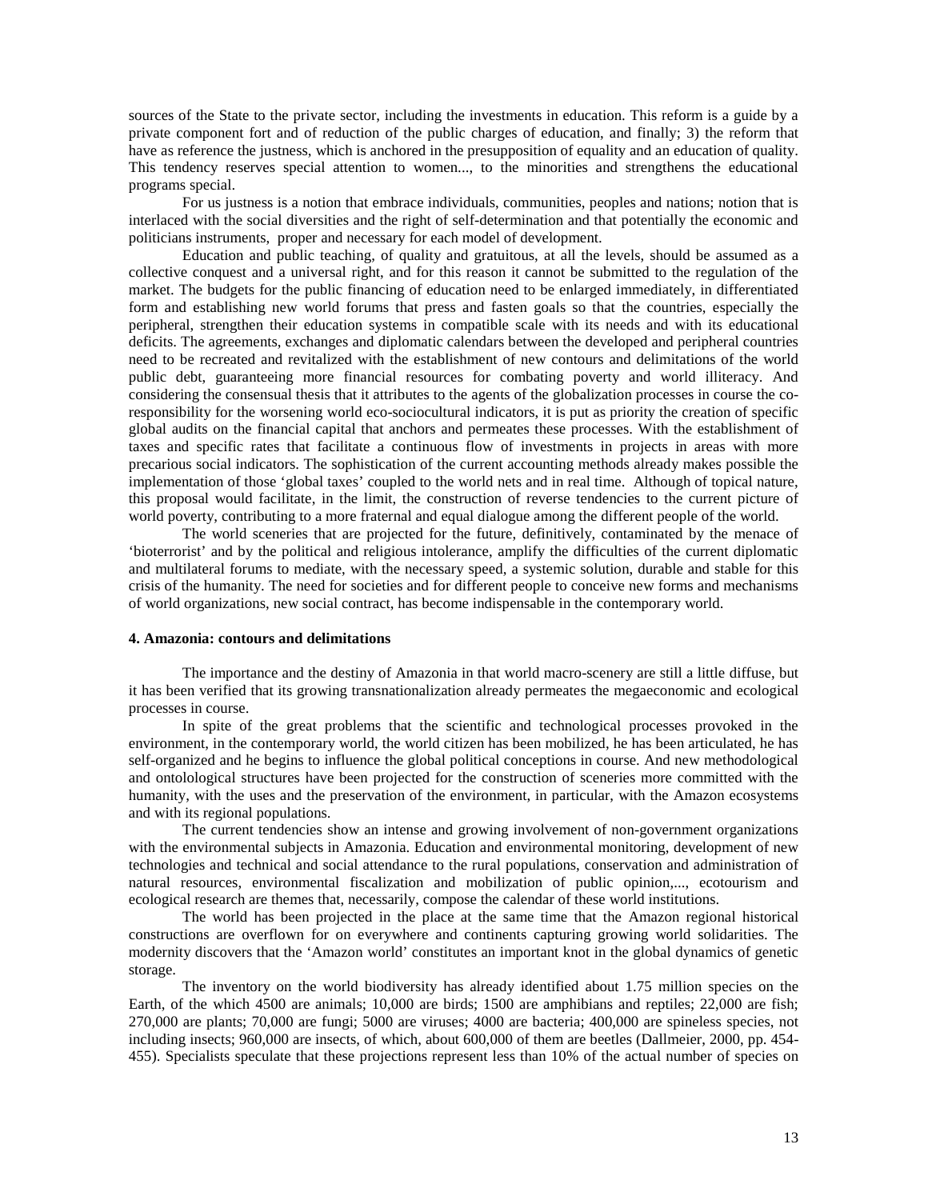sources of the State to the private sector, including the investments in education. This reform is a guide by a private component fort and of reduction of the public charges of education, and finally; 3) the reform that have as reference the justness, which is anchored in the presupposition of equality and an education of quality. This tendency reserves special attention to women..., to the minorities and strengthens the educational programs special.

For us justness is a notion that embrace individuals, communities, peoples and nations; notion that is interlaced with the social diversities and the right of self-determination and that potentially the economic and politicians instruments, proper and necessary for each model of development.

Education and public teaching, of quality and gratuitous, at all the levels, should be assumed as a collective conquest and a universal right, and for this reason it cannot be submitted to the regulation of the market. The budgets for the public financing of education need to be enlarged immediately, in differentiated form and establishing new world forums that press and fasten goals so that the countries, especially the peripheral, strengthen their education systems in compatible scale with its needs and with its educational deficits. The agreements, exchanges and diplomatic calendars between the developed and peripheral countries need to be recreated and revitalized with the establishment of new contours and delimitations of the world public debt, guaranteeing more financial resources for combating poverty and world illiteracy. And considering the consensual thesis that it attributes to the agents of the globalization processes in course the co-responsibility for the worsening world eco-sociocultural indicators, it is put as priority the creation of specific global audits on the financial capital that anchors and permeates these processes. With the establishment of taxes and specific rates that facilitate a continuous flow of investments in projects in areas with more precarious social indicators. The sophistication of the current accounting methods already makes possible the implementation of those 'global taxes' coupled to the world nets and in real time. Although of topical nature, this proposal would facilitate, in the limit, the construction of reverse tendencies to the current picture of world poverty, contributing to a more fraternal and equal dialogue among the different people of the world.

The world sceneries that are projected for the future, definitively, contaminated by the menace of 'bioterrorist' and by the political and religious intolerance, amplify the difficulties of the current diplomatic and multilateral forums to mediate, with the necessary speed, a systemic solution, durable and stable for this crisis of the humanity. The need for societies and for different people to conceive new forms and mechanisms of world organizations, new social contract, has become indispensable in the contemporary world.

#### 4. Amazonia: contours and delimitations

The importance and the destiny of Amazonia in that world macro-scenery are still a little diffuse, but it has been verified that its growing transnationalization already permeates the megaeconomic and ecological processes in course.

In spite of the great problems that the scientific and technological processes provoked in the environment, in the contemporary world, the world citizen has been mobilized, he has been articulated, he has self-organized and he begins to influence the global political conceptions in course. And new methodological and ontolological structures have been projected for the construction of sceneries more committed with the humanity, with the uses and the preservation of the environment, in particular, with the Amazon ecosystems and with its regional populations.

The current tendencies show an intense and growing involvement of non-government organizations with the environmental subjects in Amazonia. Education and environmental monitoring, development of new technologies and technical and social attendance to the rural populations, conservation and administration of natural resources, environmental fiscalization and mobilization of public opinion,..., ecotourism and ecological research are themes that, necessarily, compose the calendar of these world institutions.

The world has been projected in the place at the same time that the Amazon regional historical constructions are overflown for on everywhere and continents capturing growing world solidarities. The modernity discovers that the 'Amazon world' constitutes an important knot in the global dynamics of genetic storage.

The inventory on the world biodiversity has already identified about 1.75 million species on the Earth, of the which 4500 are animals; 10,000 are birds; 1500 are amphibians and reptiles; 22,000 are fish; 270,000 are plants; 70,000 are fungi; 5000 are viruses; 4000 are bacteria; 400,000 are spineless species, not including insects; 960,000 are insects, of which, about 600,000 of them are beetles (Dallmeier, 2000, pp. 454-455). Specialists speculate that these projections represent less than 10% of the actual number of species on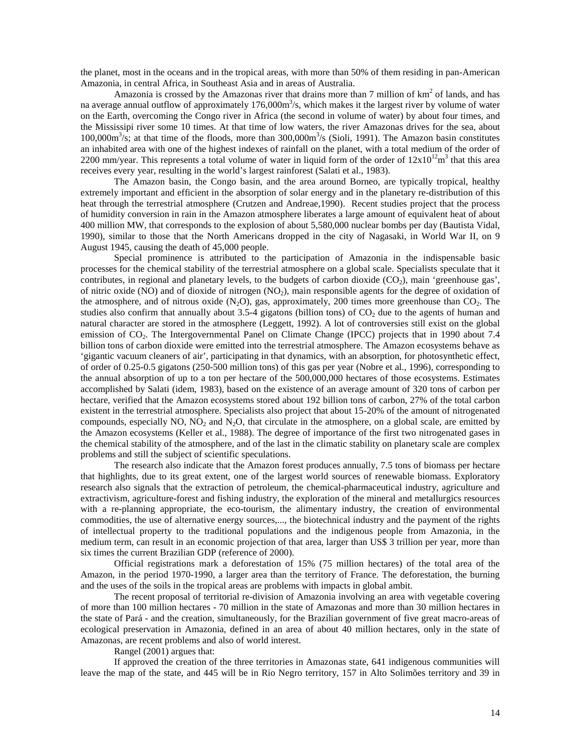the planet, most in the oceans and in the tropical areas, with more than 50% of them residing in pan-American Amazonia, in central Africa, in Southeast Asia and in areas of Australia.

Amazonia is crossed by the Amazonas river that drains more than 7 million of $km^2$ of lands, and has na average annual outflow of approximately $176,000m^3/s$, which makes it the largest river by volume of water on the Earth, overcoming the Congo river in Africa (the second in volume of water) by about four times, and the Mississipi river some 10 times. At that time of low waters, the river Amazonas drives for the sea, about $100,000m^3/s$; at that time of the floods, more than $300,000m^3/s$ (Sioli, 1991). The Amazon basin constitutes an inhabited area with one of the highest indexes of rainfall on the planet, with a total medium of the order of 2200 mm/year. This represents a total volume of water in liquid form of the order of $12x10^{12}m^3$ that this area receives every year, resulting in the world's largest rainforest (Salati et al., 1983).

The Amazon basin, the Congo basin, and the area around Borneo, are typically tropical, healthy extremely important and efficient in the absorption of solar energy and in the planetary re-distribution of this heat through the terrestrial atmosphere (Crutzen and Andreae,1990). Recent studies project that the process of humidity conversion in rain in the Amazon atmosphere liberates a large amount of equivalent heat of about 400 million MW, that corresponds to the explosion of about 5,580,000 nuclear bombs per day (Bautista Vidal, 1990), similar to those that the North Americans dropped in the city of Nagasaki, in World War II, on 9 August 1945, causing the death of 45,000 people.

Special prominence is attributed to the participation of Amazonia in the indispensable basic processes for the chemical stability of the terrestrial atmosphere on a global scale. Specialists speculate that it contributes, in regional and planetary levels, to the budgets of carbon dioxide ($CO_2$), main 'greenhouse gas', of nitric oxide (NO) and of dioxide of nitrogen ($NO_2$), main responsible agents for the degree of oxidation of the atmosphere, and of nitrous oxide ($N_2O$), gas, approximately, 200 times more greenhouse than $CO_2$. The studies also confirm that annually about 3.5-4 gigatons (billion tons) of $CO_2$ due to the agents of human and natural character are stored in the atmosphere (Leggett, 1992). A lot of controversies still exist on the global emission of $CO_2$. The Intergovernmental Panel on Climate Change (IPCC) projects that in 1990 about 7.4 billion tons of carbon dioxide were emitted into the terrestrial atmosphere. The Amazon ecosystems behave as 'gigantic vacuum cleaners of air', participating in that dynamics, with an absorption, for photosynthetic effect, of order of 0.25-0.5 gigatons (250-500 million tons) of this gas per year (Nobre et al., 1996), corresponding to the annual absorption of up to a ton per hectare of the 500,000,000 hectares of those ecosystems. Estimates accomplished by Salati (idem, 1983), based on the existence of an average amount of 320 tons of carbon per hectare, verified that the Amazon ecosystems stored about 192 billion tons of carbon, 27% of the total carbon existent in the terrestrial atmosphere. Specialists also project that about 15-20% of the amount of nitrogenated compounds, especially NO, $NO_2$ and $N_2O$, that circulate in the atmosphere, on a global scale, are emitted by the Amazon ecosystems (Keller et al., 1988). The degree of importance of the first two nitrogenated gases in the chemical stability of the atmosphere, and of the last in the climatic stability on planetary scale are complex problems and still the subject of scientific speculations.

The research also indicate that the Amazon forest produces annually, 7.5 tons of biomass per hectare that highlights, due to its great extent, one of the largest world sources of renewable biomass. Exploratory research also signals that the extraction of petroleum, the chemical-pharmaceutical industry, agriculture and extractivism, agriculture-forest and fishing industry, the exploration of the mineral and metallurgics resources with a re-planning appropriate, the eco-tourism, the alimentary industry, the creation of environmental commodities, the use of alternative energy sources,..., the biotechnical industry and the payment of the rights of intellectual property to the traditional populations and the indigenous people from Amazonia, in the medium term, can result in an economic projection of that area, larger than US$ 3 trillion per year, more than six times the current Brazilian GDP (reference of 2000).

Official registrations mark a deforestation of 15% (75 million hectares) of the total area of the Amazon, in the period 1970-1990, a larger area than the territory of France. The deforestation, the burning and the uses of the soils in the tropical areas are problems with impacts in global ambit.

The recent proposal of territorial re-division of Amazonia involving an area with vegetable covering of more than 100 million hectares - 70 million in the state of Amazonas and more than 30 million hectares in the state of Pará - and the creation, simultaneously, for the Brazilian government of five great macro-areas of ecological preservation in Amazonia, defined in an area of about 40 million hectares, only in the state of Amazonas, are recent problems and also of world interest.

Rangel (2001) argues that:

If approved the creation of the three territories in Amazonas state, 641 indigenous communities will leave the map of the state, and 445 will be in Rio Negro territory, 157 in Alto Solimões territory and 39 in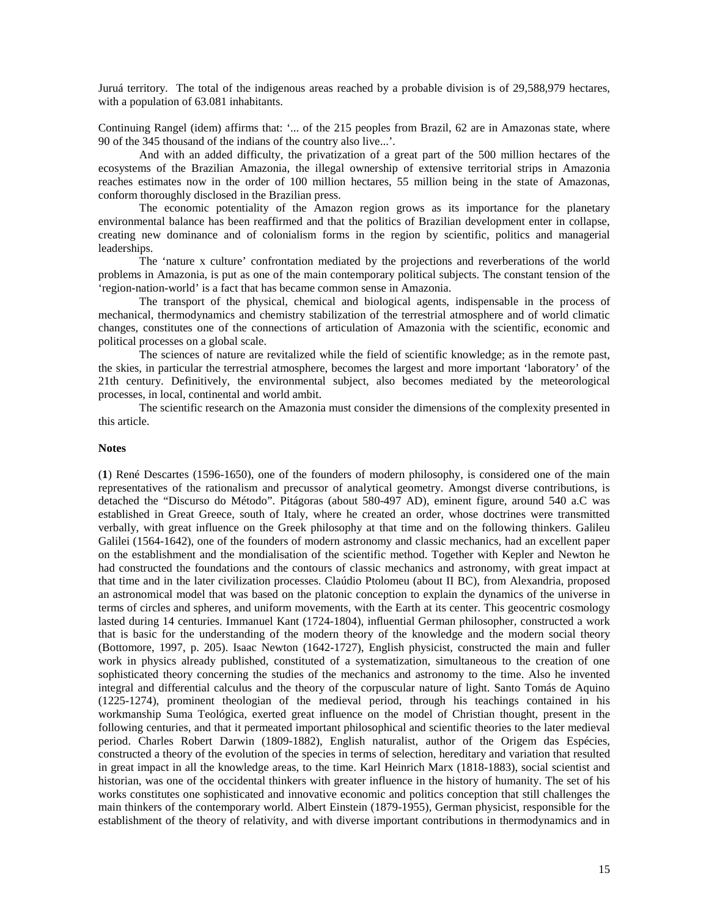Juruá territory. The total of the indigenous areas reached by a probable division is of 29,588,979 hectares, with a population of 63.081 inhabitants.

Continuing Rangel (idem) affirms that: '... of the 215 peoples from Brazil, 62 are in Amazonas state, where 90 of the 345 thousand of the indians of the country also live...'.

And with an added difficulty, the privatization of a great part of the 500 million hectares of the ecosystems of the Brazilian Amazonia, the illegal ownership of extensive territorial strips in Amazonia reaches estimates now in the order of 100 million hectares, 55 million being in the state of Amazonas, conform thoroughly disclosed in the Brazilian press.

The economic potentiality of the Amazon region grows as its importance for the planetary environmental balance has been reaffirmed and that the politics of Brazilian development enter in collapse, creating new dominance and of colonialism forms in the region by scientific, politics and managerial leaderships.

The 'nature x culture' confrontation mediated by the projections and reverberations of the world problems in Amazonia, is put as one of the main contemporary political subjects. The constant tension of the 'region-nation-world' is a fact that has became common sense in Amazonia.

The transport of the physical, chemical and biological agents, indispensable in the process of mechanical, thermodynamics and chemistry stabilization of the terrestrial atmosphere and of world climatic changes, constitutes one of the connections of articulation of Amazonia with the scientific, economic and political processes on a global scale.

The sciences of nature are revitalized while the field of scientific knowledge; as in the remote past, the skies, in particular the terrestrial atmosphere, becomes the largest and more important 'laboratory' of the 21th century. Definitively, the environmental subject, also becomes mediated by the meteorological processes, in local, continental and world ambit.

The scientific research on the Amazonia must consider the dimensions of the complexity presented in this article.

**Notes**

(**1**) René Descartes (1596-1650), one of the founders of modern philosophy, is considered one of the main representatives of the rationalism and precussor of analytical geometry. Amongst diverse contributions, is detached the "Discurso do Método". Pitágoras (about 580-497 AD), eminent figure, around 540 a.C was established in Great Greece, south of Italy, where he created an order, whose doctrines were transmitted verbally, with great influence on the Greek philosophy at that time and on the following thinkers. Galileu Galilei (1564-1642), one of the founders of modern astronomy and classic mechanics, had an excellent paper on the establishment and the mondialisation of the scientific method. Together with Kepler and Newton he had constructed the foundations and the contours of classic mechanics and astronomy, with great impact at that time and in the later civilization processes. Claúdio Ptolomeu (about II BC), from Alexandria, proposed an astronomical model that was based on the platonic conception to explain the dynamics of the universe in terms of circles and spheres, and uniform movements, with the Earth at its center. This geocentric cosmology lasted during 14 centuries. Immanuel Kant (1724-1804), influential German philosopher, constructed a work that is basic for the understanding of the modern theory of the knowledge and the modern social theory (Bottomore, 1997, p. 205). Isaac Newton (1642-1727), English physicist, constructed the main and fuller work in physics already published, constituted of a systematization, simultaneous to the creation of one sophisticated theory concerning the studies of the mechanics and astronomy to the time. Also he invented integral and differential calculus and the theory of the corpuscular nature of light. Santo Tomás de Aquino (1225-1274), prominent theologian of the medieval period, through his teachings contained in his workmanship Suma Teológica, exerted great influence on the model of Christian thought, present in the following centuries, and that it permeated important philosophical and scientific theories to the later medieval period. Charles Robert Darwin (1809-1882), English naturalist, author of the Origem das Espécies, constructed a theory of the evolution of the species in terms of selection, hereditary and variation that resulted in great impact in all the knowledge areas, to the time. Karl Heinrich Marx (1818-1883), social scientist and historian, was one of the occidental thinkers with greater influence in the history of humanity. The set of his works constitutes one sophisticated and innovative economic and politics conception that still challenges the main thinkers of the contemporary world. Albert Einstein (1879-1955), German physicist, responsible for the establishment of the theory of relativity, and with diverse important contributions in thermodynamics and in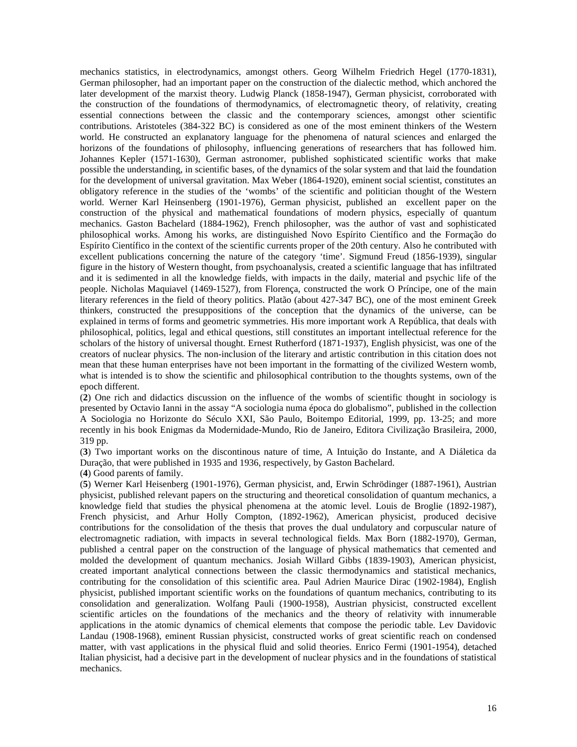mechanics statistics, in electrodynamics, amongst others. Georg Wilhelm Friedrich Hegel (1770-1831), German philosopher, had an important paper on the construction of the dialectic method, which anchored the later development of the marxist theory. Ludwig Planck (1858-1947), German physicist, corroborated with the construction of the foundations of thermodynamics, of electromagnetic theory, of relativity, creating essential connections between the classic and the contemporary sciences, amongst other scientific contributions. Aristoteles (384-322 BC) is considered as one of the most eminent thinkers of the Western world. He constructed an explanatory language for the phenomena of natural sciences and enlarged the horizons of the foundations of philosophy, influencing generations of researchers that has followed him. Johannes Kepler (1571-1630), German astronomer, published sophisticated scientific works that make possible the understanding, in scientific bases, of the dynamics of the solar system and that laid the foundation for the development of universal gravitation. Max Weber (1864-1920), eminent social scientist, constitutes an obligatory reference in the studies of the 'wombs' of the scientific and politician thought of the Western world. Werner Karl Heinsenberg (1901-1976), German physicist, published an excellent paper on the construction of the physical and mathematical foundations of modern physics, especially of quantum mechanics. Gaston Bachelard (1884-1962), French philosopher, was the author of vast and sophisticated philosophical works. Among his works, are distinguished Novo Espírito Científico and the Formação do Espírito Científico in the context of the scientific currents proper of the 20th century. Also he contributed with excellent publications concerning the nature of the category 'time'. Sigmund Freud (1856-1939), singular figure in the history of Western thought, from psychoanalysis, created a scientific language that has infiltrated and it is sedimented in all the knowledge fields, with impacts in the daily, material and psychic life of the people. Nicholas Maquiavel (1469-1527), from Florença, constructed the work O Príncipe, one of the main literary references in the field of theory politics. Platão (about 427-347 BC), one of the most eminent Greek thinkers, constructed the presuppositions of the conception that the dynamics of the universe, can be explained in terms of forms and geometric symmetries. His more important work A República, that deals with philosophical, politics, legal and ethical questions, still constitutes an important intellectual reference for the scholars of the history of universal thought. Ernest Rutherford (1871-1937), English physicist, was one of the creators of nuclear physics. The non-inclusion of the literary and artistic contribution in this citation does not mean that these human enterprises have not been important in the formatting of the civilized Western womb, what is intended is to show the scientific and philosophical contribution to the thoughts systems, own of the epoch different.

(**2**) One rich and didactics discussion on the influence of the wombs of scientific thought in sociology is presented by Octavio Ianni in the assay "A sociologia numa época do globalismo", published in the collection A Sociologia no Horizonte do Século XXI, São Paulo, Boitempo Editorial, 1999, pp. 13-25; and more recently in his book Enigmas da Modernidade-Mundo, Rio de Janeiro, Editora Civilização Brasileira, 2000, 319 pp.

(**3**) Two important works on the discontinous nature of time, A Intuição do Instante, and A Diáletica da Duração, that were published in 1935 and 1936, respectively, by Gaston Bachelard.

(**4**) Good parents of family.

(**5**) Werner Karl Heisenberg (1901-1976), German physicist, and, Erwin Schrödinger (1887-1961), Austrian physicist, published relevant papers on the structuring and theoretical consolidation of quantum mechanics, a knowledge field that studies the physical phenomena at the atomic level. Louis de Broglie (1892-1987), French physicist, and Arhur Holly Compton, (1892-1962), American physicist, produced decisive contributions for the consolidation of the thesis that proves the dual undulatory and corpuscular nature of electromagnetic radiation, with impacts in several technological fields. Max Born (1882-1970), German, published a central paper on the construction of the language of physical mathematics that cemented and molded the development of quantum mechanics. Josiah Willard Gibbs (1839-1903), American physicist, created important analytical connections between the classic thermodynamics and statistical mechanics, contributing for the consolidation of this scientific area. Paul Adrien Maurice Dirac (1902-1984), English physicist, published important scientific works on the foundations of quantum mechanics, contributing to its consolidation and generalization. Wolfang Pauli (1900-1958), Austrian physicist, constructed excellent scientific articles on the foundations of the mechanics and the theory of relativity with innumerable applications in the atomic dynamics of chemical elements that compose the periodic table. Lev Davidovic Landau (1908-1968), eminent Russian physicist, constructed works of great scientific reach on condensed matter, with vast applications in the physical fluid and solid theories. Enrico Fermi (1901-1954), detached Italian physicist, had a decisive part in the development of nuclear physics and in the foundations of statistical mechanics.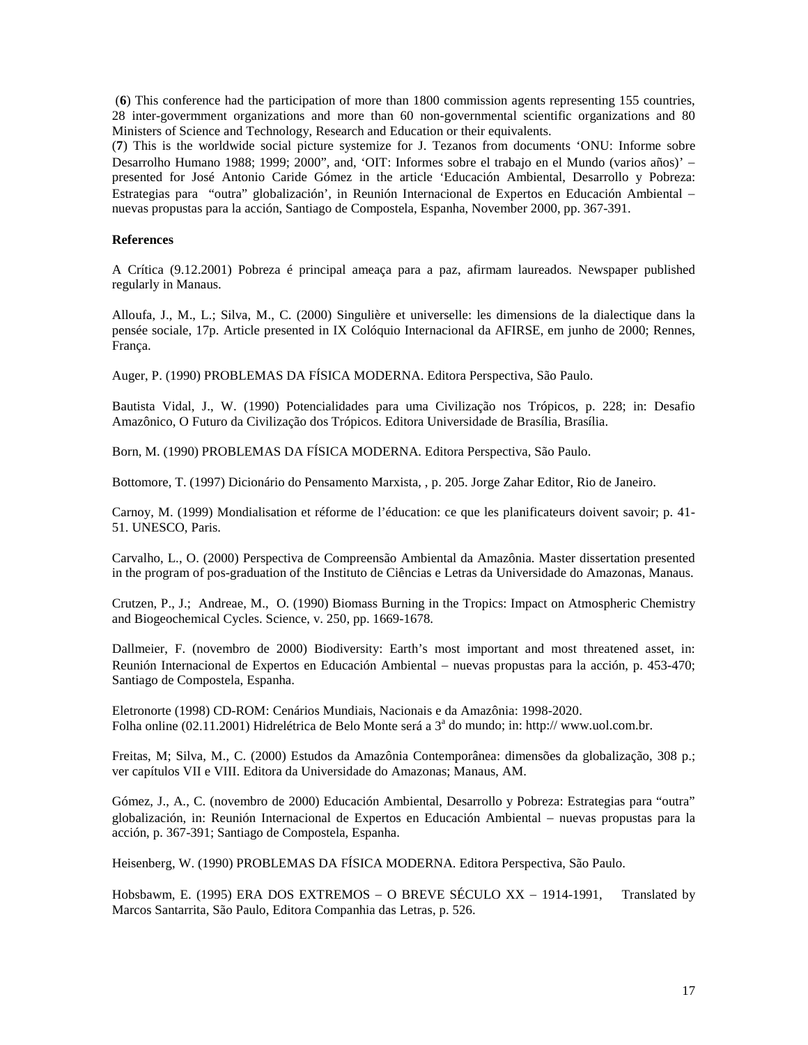(**6**) This conference had the participation of more than 1800 commission agents representing 155 countries, 28 inter-govermment organizations and more than 60 non-governmental scientific organizations and 80 Ministers of Science and Technology, Research and Education or their equivalents.

(**7**) This is the worldwide social picture systemize for J. Tezanos from documents 'ONU: Informe sobre Desarrolho Humano 1988; 1999; 2000", and, 'OIT: Informes sobre el trabajo en el Mundo (varios años)' – presented for José Antonio Caride Gómez in the article 'Educación Ambiental, Desarrollo y Pobreza: Estrategias para "outra" globalización', in Reunión Internacional de Expertos en Educación Ambiental – nuevas propustas para la acción, Santiago de Compostela, Espanha, November 2000, pp. 367-391.

**References**

A Crítica (9.12.2001) Pobreza é principal ameaça para a paz, afirmam laureados. Newspaper published regularly in Manaus.

Alloufa, J., M., L.; Silva, M., C. (2000) Singulière et universelle: les dimensions de la dialectique dans la pensée sociale, 17p. Article presented in IX Colóquio Internacional da AFIRSE, em junho de 2000; Rennes, França.

Auger, P. (1990) PROBLEMAS DA FÍSICA MODERNA. Editora Perspectiva, São Paulo.

Bautista Vidal, J., W. (1990) Potencialidades para uma Civilização nos Trópicos, p. 228; in: Desafio Amazônico, O Futuro da Civilização dos Trópicos. Editora Universidade de Brasília, Brasília.

Born, M. (1990) PROBLEMAS DA FÍSICA MODERNA. Editora Perspectiva, São Paulo.

Bottomore, T. (1997) Dicionário do Pensamento Marxista, , p. 205. Jorge Zahar Editor, Rio de Janeiro.

Carnoy, M. (1999) Mondialisation et réforme de l'éducation: ce que les planificateurs doivent savoir; p. 41-51. UNESCO, Paris.

Carvalho, L., O. (2000) Perspectiva de Compreensão Ambiental da Amazônia. Master dissertation presented in the program of pos-graduation of the Instituto de Ciências e Letras da Universidade do Amazonas, Manaus.

Crutzen, P., J.; Andreae, M., O. (1990) Biomass Burning in the Tropics: Impact on Atmospheric Chemistry and Biogeochemical Cycles. Science, v. 250, pp. 1669-1678.

Dallmeier, F. (novembro de 2000) Biodiversity: Earth's most important and most threatened asset, in: Reunión Internacional de Expertos en Educación Ambiental – nuevas propustas para la acción, p. 453-470; Santiago de Compostela, Espanha.

Eletronorte (1998) CD-ROM: Cenários Mundiais, Nacionais e da Amazônia: 1998-2020.
Folha online (02.11.2001) Hidrelétrica de Belo Monte será a 3ª do mundo; in: http:// www.uol.com.br.

Freitas, M; Silva, M., C. (2000) Estudos da Amazônia Contemporânea: dimensões da globalização, 308 p.; ver capítulos VII e VIII. Editora da Universidade do Amazonas; Manaus, AM.

Gómez, J., A., C. (novembro de 2000) Educación Ambiental, Desarrollo y Pobreza: Estrategias para "outra" globalización, in: Reunión Internacional de Expertos en Educación Ambiental – nuevas propustas para la acción, p. 367-391; Santiago de Compostela, Espanha.

Heisenberg, W. (1990) PROBLEMAS DA FÍSICA MODERNA. Editora Perspectiva, São Paulo.

Hobsbawm, E. (1995) ERA DOS EXTREMOS – O BREVE SÉCULO XX – 1914-1991, Translated by Marcos Santarrita, São Paulo, Editora Companhia das Letras, p. 526.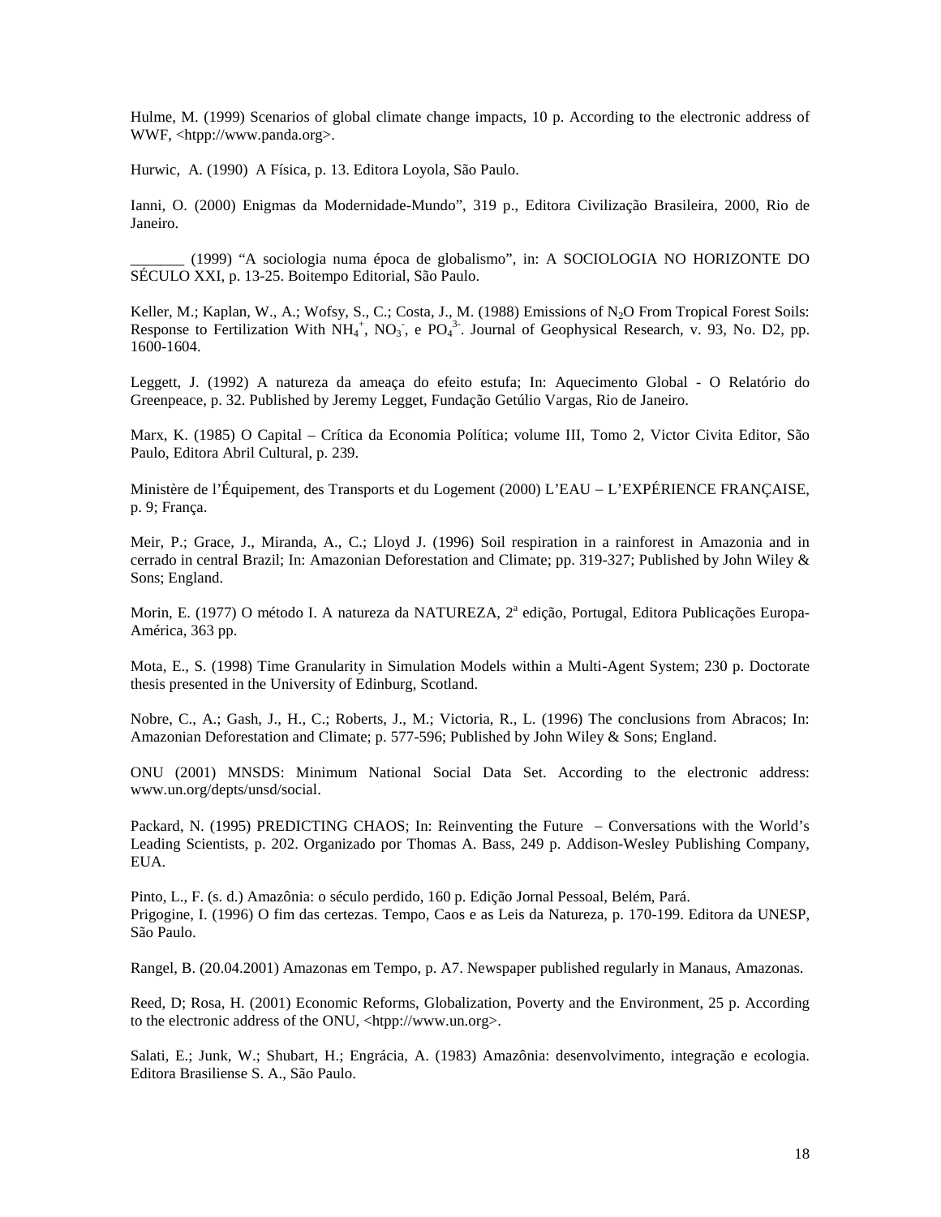Hulme, M. (1999) Scenarios of global climate change impacts, 10 p. According to the electronic address of WWF, <htpp://www.panda.org>.

Hurwic, A. (1990) A Física, p. 13. Editora Loyola, São Paulo.

Ianni, O. (2000) Enigmas da Modernidade-Mundo", 319 p., Editora Civilização Brasileira, 2000, Rio de Janeiro.

_______ (1999) "A sociologia numa época de globalismo", in: A SOCIOLOGIA NO HORIZONTE DO SÉCULO XXI, p. 13-25. Boitempo Editorial, São Paulo.

Keller, M.; Kaplan, W., A.; Wofsy, S., C.; Costa, J., M. (1988) Emissions of $N_2O$ From Tropical Forest Soils: Response to Fertilization With $NH_4^+$, $NO_3^-$, e $PO_4^{3-}$. Journal of Geophysical Research, v. 93, No. D2, pp. 1600-1604.

Leggett, J. (1992) A natureza da ameaça do efeito estufa; In: Aquecimento Global - O Relatório do Greenpeace, p. 32. Published by Jeremy Legget, Fundação Getúlio Vargas, Rio de Janeiro.

Marx, K. (1985) O Capital – Crítica da Economia Política; volume III, Tomo 2, Victor Civita Editor, São Paulo, Editora Abril Cultural, p. 239.

Ministère de l'Équipement, des Transports et du Logement (2000) L'EAU – L'EXPÉRIENCE FRANÇAISE, p. 9; França.

Meir, P.; Grace, J., Miranda, A., C.; Lloyd J. (1996) Soil respiration in a rainforest in Amazonia and in cerrado in central Brazil; In: Amazonian Deforestation and Climate; pp. 319-327; Published by John Wiley & Sons; England.

Morin, E. (1977) O método I. A natureza da NATUREZA, 2ª edição, Portugal, Editora Publicações Europa-América, 363 pp.

Mota, E., S. (1998) Time Granularity in Simulation Models within a Multi-Agent System; 230 p. Doctorate thesis presented in the University of Edinburg, Scotland.

Nobre, C., A.; Gash, J., H., C.; Roberts, J., M.; Victoria, R., L. (1996) The conclusions from Abracos; In: Amazonian Deforestation and Climate; p. 577-596; Published by John Wiley & Sons; England.

ONU (2001) MNSDS: Minimum National Social Data Set. According to the electronic address: www.un.org/depts/unsd/social.

Packard, N. (1995) PREDICTING CHAOS; In: Reinventing the Future – Conversations with the World's Leading Scientists, p. 202. Organizado por Thomas A. Bass, 249 p. Addison-Wesley Publishing Company, EUA.

Pinto, L., F. (s. d.) Amazônia: o século perdido, 160 p. Edição Jornal Pessoal, Belém, Pará.

Prigogine, I. (1996) O fim das certezas. Tempo, Caos e as Leis da Natureza, p. 170-199. Editora da UNESP, São Paulo.

Rangel, B. (20.04.2001) Amazonas em Tempo, p. A7. Newspaper published regularly in Manaus, Amazonas.

Reed, D; Rosa, H. (2001) Economic Reforms, Globalization, Poverty and the Environment, 25 p. According to the electronic address of the ONU, <htpp://www.un.org>.

Salati, E.; Junk, W.; Shubart, H.; Engrácia, A. (1983) Amazônia: desenvolvimento, integração e ecologia. Editora Brasiliense S. A., São Paulo.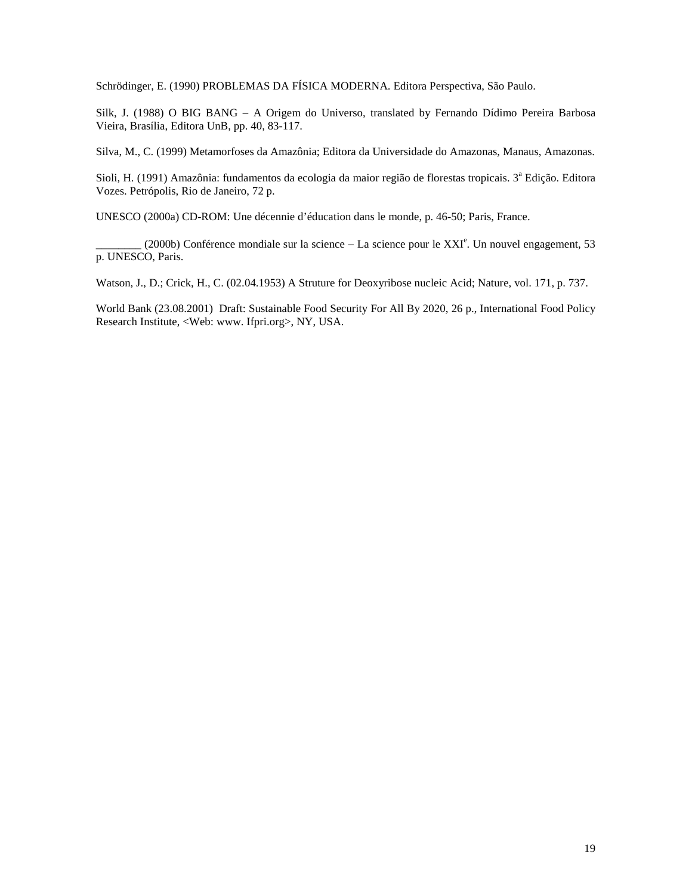Schrödinger, E. (1990) PROBLEMAS DA FÍSICA MODERNA. Editora Perspectiva, São Paulo.

Silk, J. (1988) O BIG BANG – A Origem do Universo, translated by Fernando Dídimo Pereira Barbosa Vieira, Brasília, Editora UnB, pp. 40, 83-117.

Silva, M., C. (1999) Metamorfoses da Amazônia; Editora da Universidade do Amazonas, Manaus, Amazonas.

Sioli, H. (1991) Amazônia: fundamentos da ecologia da maior região de florestas tropicais. 3ª Edição. Editora Vozes. Petrópolis, Rio de Janeiro, 72 p.

UNESCO (2000a) CD-ROM: Une décennie d'éducation dans le monde, p. 46-50; Paris, France.

________ (2000b) Conférence mondiale sur la science – La science pour le XXIe. Un nouvel engagement, 53 p. UNESCO, Paris.

Watson, J., D.; Crick, H., C. (02.04.1953) A Struture for Deoxyribose nucleic Acid; Nature, vol. 171, p. 737.

World Bank (23.08.2001) Draft: Sustainable Food Security For All By 2020, 26 p., International Food Policy Research Institute, <Web: www. Ifpri.org>, NY, USA.